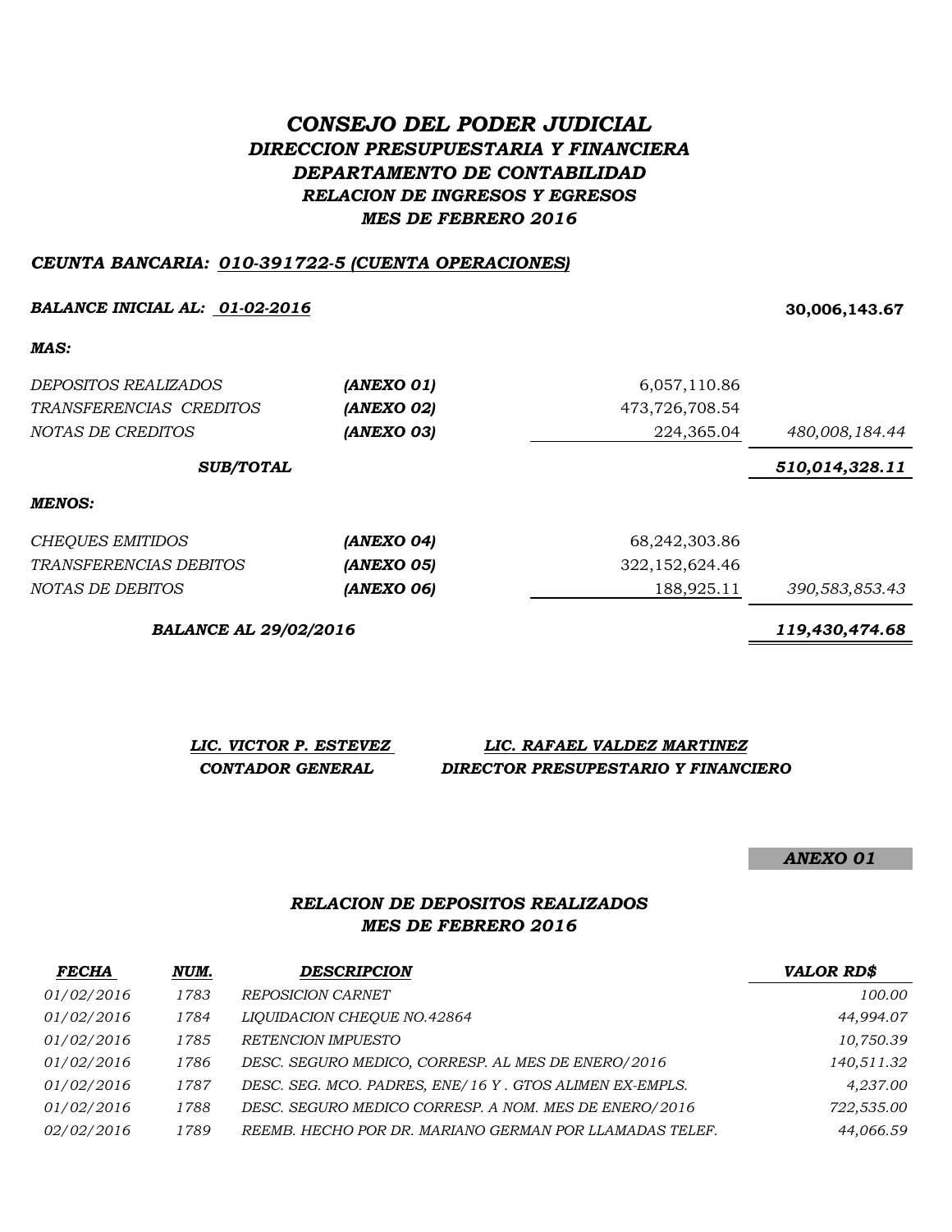# *CONSEJO DEL PODER JUDICIAL*

## *DIRECCION PRESUPUESTARIA Y FINANCIERA*

## *DEPARTAMENTO DE CONTABILIDAD*

### *RELACION DE INGRESOS Y EGRESOS*

### *MES DE FEBRERO 2016*

***CEUNTA BANCARIA: 010-391722-5 (CUENTA OPERACIONES)***

| | | | |
|---|---|---|---|
| ***BALANCE INICIAL AL: 01-02-2016*** | | | **30,006,143.67** |
| ***MAS:*** | | | |
| *DEPOSITOS REALIZADOS* | ***(ANEXO 01)*** | 6,057,110.86 | |
| *TRANSFERENCIAS CREDITOS* | ***(ANEXO 02)*** | 473,726,708.54 | |
| *NOTAS DE CREDITOS* | ***(ANEXO 03)*** | 224,365.04 | *480,008,184.44* |
| ***SUB/TOTAL*** | | | ***510,014,328.11*** |
| ***MENOS:*** | | | |
| *CHEQUES EMITIDOS* | ***(ANEXO 04)*** | 68,242,303.86 | |
| *TRANSFERENCIAS DEBITOS* | ***(ANEXO 05)*** | 322,152,624.46 | |
| *NOTAS DE DEBITOS* | ***(ANEXO 06)*** | 188,925.11 | *390,583,853.43* |
| ***BALANCE AL 29/02/2016*** | | | ***119,430,474.68*** |

***LIC. VICTOR P. ESTEVEZ***
***CONTADOR GENERAL***

***LIC. RAFAEL VALDEZ MARTINEZ***
***DIRECTOR PRESUPESTARIO Y FINANCIERO***

***ANEXO 01***

### *RELACION DE DEPOSITOS REALIZADOS*
### *MES DE FEBRERO 2016*

| ***FECHA*** | ***NUM.*** | ***DESCRIPCION*** | ***VALOR RD$*** |
|---|---|---|---|
| *01/02/2016* | *1783* | *REPOSICION CARNET* | *100.00* |
| *01/02/2016* | *1784* | *LIQUIDACION CHEQUE NO.42864* | *44,994.07* |
| *01/02/2016* | *1785* | *RETENCION IMPUESTO* | *10,750.39* |
| *01/02/2016* | *1786* | *DESC. SEGURO MEDICO, CORRESP. AL MES DE ENERO/2016* | *140,511.32* |
| *01/02/2016* | *1787* | *DESC. SEG. MCO. PADRES, ENE/16 Y . GTOS ALIMEN EX-EMPLS.* | *4,237.00* |
| *01/02/2016* | *1788* | *DESC. SEGURO MEDICO CORRESP. A NOM. MES DE ENERO/2016* | *722,535.00* |
| *02/02/2016* | *1789* | *REEMB. HECHO POR DR. MARIANO GERMAN POR LLAMADAS TELEF.* | *44,066.59* |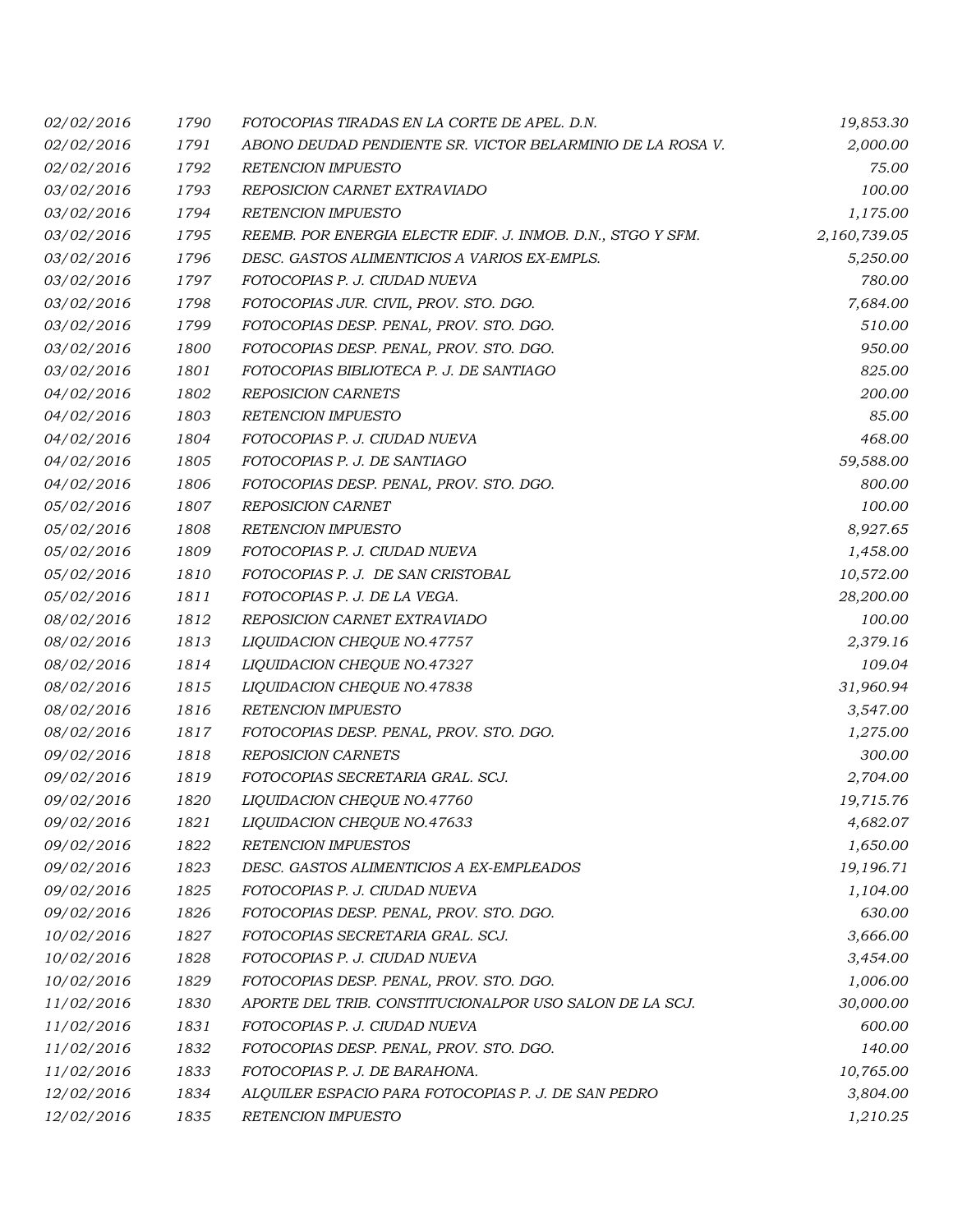| | | | |
|---|---|---|---|
| *02/02/2016* | *1790* | *FOTOCOPIAS TIRADAS EN LA CORTE DE APEL. D.N.* | *19,853.30* |
| *02/02/2016* | *1791* | *ABONO DEUDAD PENDIENTE SR. VICTOR BELARMINIO DE LA ROSA V.* | *2,000.00* |
| *02/02/2016* | *1792* | *RETENCION IMPUESTO* | *75.00* |
| *03/02/2016* | *1793* | *REPOSICION CARNET EXTRAVIADO* | *100.00* |
| *03/02/2016* | *1794* | *RETENCION IMPUESTO* | *1,175.00* |
| *03/02/2016* | *1795* | *REEMB. POR ENERGIA ELECTR EDIF. J. INMOB. D.N., STGO Y SFM.* | *2,160,739.05* |
| *03/02/2016* | *1796* | *DESC. GASTOS ALIMENTICIOS A VARIOS EX-EMPLS.* | *5,250.00* |
| *03/02/2016* | *1797* | *FOTOCOPIAS P. J. CIUDAD NUEVA* | *780.00* |
| *03/02/2016* | *1798* | *FOTOCOPIAS JUR. CIVIL, PROV. STO. DGO.* | *7,684.00* |
| *03/02/2016* | *1799* | *FOTOCOPIAS DESP. PENAL, PROV. STO. DGO.* | *510.00* |
| *03/02/2016* | *1800* | *FOTOCOPIAS DESP. PENAL, PROV. STO. DGO.* | *950.00* |
| *03/02/2016* | *1801* | *FOTOCOPIAS BIBLIOTECA P. J. DE SANTIAGO* | *825.00* |
| *04/02/2016* | *1802* | *REPOSICION CARNETS* | *200.00* |
| *04/02/2016* | *1803* | *RETENCION IMPUESTO* | *85.00* |
| *04/02/2016* | *1804* | *FOTOCOPIAS P. J. CIUDAD NUEVA* | *468.00* |
| *04/02/2016* | *1805* | *FOTOCOPIAS P. J. DE SANTIAGO* | *59,588.00* |
| *04/02/2016* | *1806* | *FOTOCOPIAS DESP. PENAL, PROV. STO. DGO.* | *800.00* |
| *05/02/2016* | *1807* | *REPOSICION CARNET* | *100.00* |
| *05/02/2016* | *1808* | *RETENCION IMPUESTO* | *8,927.65* |
| *05/02/2016* | *1809* | *FOTOCOPIAS P. J. CIUDAD NUEVA* | *1,458.00* |
| *05/02/2016* | *1810* | *FOTOCOPIAS P. J. DE SAN CRISTOBAL* | *10,572.00* |
| *05/02/2016* | *1811* | *FOTOCOPIAS P. J. DE LA VEGA.* | *28,200.00* |
| *08/02/2016* | *1812* | *REPOSICION CARNET EXTRAVIADO* | *100.00* |
| *08/02/2016* | *1813* | *LIQUIDACION CHEQUE NO.47757* | *2,379.16* |
| *08/02/2016* | *1814* | *LIQUIDACION CHEQUE NO.47327* | *109.04* |
| *08/02/2016* | *1815* | *LIQUIDACION CHEQUE NO.47838* | *31,960.94* |
| *08/02/2016* | *1816* | *RETENCION IMPUESTO* | *3,547.00* |
| *08/02/2016* | *1817* | *FOTOCOPIAS DESP. PENAL, PROV. STO. DGO.* | *1,275.00* |
| *09/02/2016* | *1818* | *REPOSICION CARNETS* | *300.00* |
| *09/02/2016* | *1819* | *FOTOCOPIAS SECRETARIA GRAL. SCJ.* | *2,704.00* |
| *09/02/2016* | *1820* | *LIQUIDACION CHEQUE NO.47760* | *19,715.76* |
| *09/02/2016* | *1821* | *LIQUIDACION CHEQUE NO.47633* | *4,682.07* |
| *09/02/2016* | *1822* | *RETENCION IMPUESTOS* | *1,650.00* |
| *09/02/2016* | *1823* | *DESC. GASTOS ALIMENTICIOS A EX-EMPLEADOS* | *19,196.71* |
| *09/02/2016* | *1825* | *FOTOCOPIAS P. J. CIUDAD NUEVA* | *1,104.00* |
| *09/02/2016* | *1826* | *FOTOCOPIAS DESP. PENAL, PROV. STO. DGO.* | *630.00* |
| *10/02/2016* | *1827* | *FOTOCOPIAS SECRETARIA GRAL. SCJ.* | *3,666.00* |
| *10/02/2016* | *1828* | *FOTOCOPIAS P. J. CIUDAD NUEVA* | *3,454.00* |
| *10/02/2016* | *1829* | *FOTOCOPIAS DESP. PENAL, PROV. STO. DGO.* | *1,006.00* |
| *11/02/2016* | *1830* | *APORTE DEL TRIB. CONSTITUCIONALPOR USO SALON DE LA SCJ.* | *30,000.00* |
| *11/02/2016* | *1831* | *FOTOCOPIAS P. J. CIUDAD NUEVA* | *600.00* |
| *11/02/2016* | *1832* | *FOTOCOPIAS DESP. PENAL, PROV. STO. DGO.* | *140.00* |
| *11/02/2016* | *1833* | *FOTOCOPIAS P. J. DE BARAHONA.* | *10,765.00* |
| *12/02/2016* | *1834* | *ALQUILER ESPACIO PARA FOTOCOPIAS P. J. DE SAN PEDRO* | *3,804.00* |
| *12/02/2016* | *1835* | *RETENCION IMPUESTO* | *1,210.25* |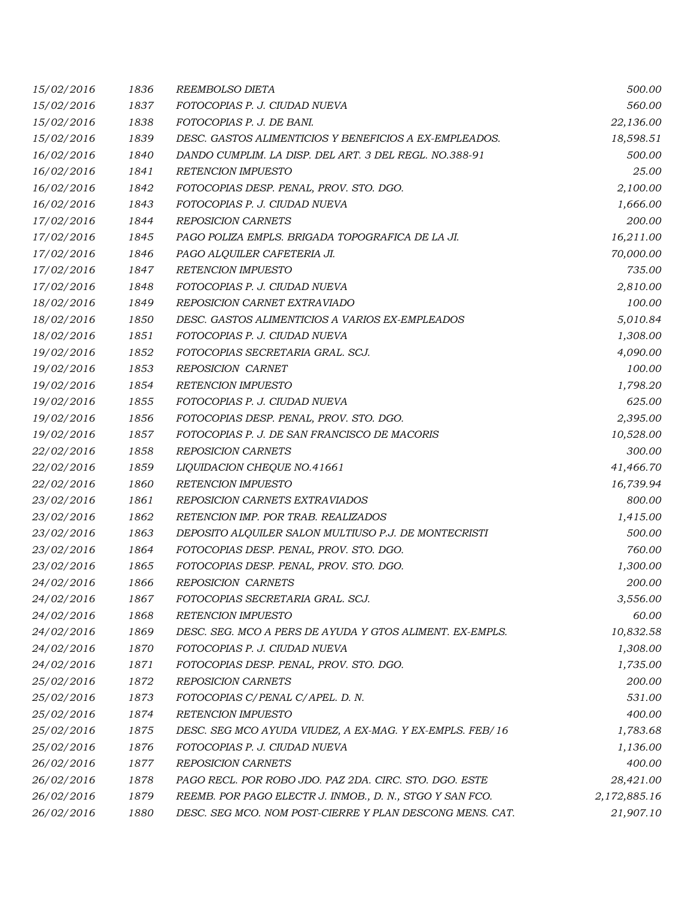| | | | |
|---|---|---|---|
| 15/02/2016 | 1836 | REEMBOLSO DIETA | 500.00 |
| 15/02/2016 | 1837 | FOTOCOPIAS P. J. CIUDAD NUEVA | 560.00 |
| 15/02/2016 | 1838 | FOTOCOPIAS P. J. DE BANI. | 22,136.00 |
| 15/02/2016 | 1839 | DESC. GASTOS ALIMENTICIOS Y BENEFICIOS A EX-EMPLEADOS. | 18,598.51 |
| 16/02/2016 | 1840 | DANDO CUMPLIM. LA DISP. DEL ART. 3 DEL REGL. NO.388-91 | 500.00 |
| 16/02/2016 | 1841 | RETENCION IMPUESTO | 25.00 |
| 16/02/2016 | 1842 | FOTOCOPIAS DESP. PENAL, PROV. STO. DGO. | 2,100.00 |
| 16/02/2016 | 1843 | FOTOCOPIAS P. J. CIUDAD NUEVA | 1,666.00 |
| 17/02/2016 | 1844 | REPOSICION CARNETS | 200.00 |
| 17/02/2016 | 1845 | PAGO POLIZA EMPLS. BRIGADA TOPOGRAFICA DE LA JI. | 16,211.00 |
| 17/02/2016 | 1846 | PAGO ALQUILER CAFETERIA JI. | 70,000.00 |
| 17/02/2016 | 1847 | RETENCION IMPUESTO | 735.00 |
| 17/02/2016 | 1848 | FOTOCOPIAS P. J. CIUDAD NUEVA | 2,810.00 |
| 18/02/2016 | 1849 | REPOSICION CARNET EXTRAVIADO | 100.00 |
| 18/02/2016 | 1850 | DESC. GASTOS ALIMENTICIOS A VARIOS EX-EMPLEADOS | 5,010.84 |
| 18/02/2016 | 1851 | FOTOCOPIAS P. J. CIUDAD NUEVA | 1,308.00 |
| 19/02/2016 | 1852 | FOTOCOPIAS SECRETARIA GRAL. SCJ. | 4,090.00 |
| 19/02/2016 | 1853 | REPOSICION CARNET | 100.00 |
| 19/02/2016 | 1854 | RETENCION IMPUESTO | 1,798.20 |
| 19/02/2016 | 1855 | FOTOCOPIAS P. J. CIUDAD NUEVA | 625.00 |
| 19/02/2016 | 1856 | FOTOCOPIAS DESP. PENAL, PROV. STO. DGO. | 2,395.00 |
| 19/02/2016 | 1857 | FOTOCOPIAS P. J. DE SAN FRANCISCO DE MACORIS | 10,528.00 |
| 22/02/2016 | 1858 | REPOSICION CARNETS | 300.00 |
| 22/02/2016 | 1859 | LIQUIDACION CHEQUE NO.41661 | 41,466.70 |
| 22/02/2016 | 1860 | RETENCION IMPUESTO | 16,739.94 |
| 23/02/2016 | 1861 | REPOSICION CARNETS EXTRAVIADOS | 800.00 |
| 23/02/2016 | 1862 | RETENCION IMP. POR TRAB. REALIZADOS | 1,415.00 |
| 23/02/2016 | 1863 | DEPOSITO ALQUILER SALON MULTIUSO P.J. DE MONTECRISTI | 500.00 |
| 23/02/2016 | 1864 | FOTOCOPIAS DESP. PENAL, PROV. STO. DGO. | 760.00 |
| 23/02/2016 | 1865 | FOTOCOPIAS DESP. PENAL, PROV. STO. DGO. | 1,300.00 |
| 24/02/2016 | 1866 | REPOSICION CARNETS | 200.00 |
| 24/02/2016 | 1867 | FOTOCOPIAS SECRETARIA GRAL. SCJ. | 3,556.00 |
| 24/02/2016 | 1868 | RETENCION IMPUESTO | 60.00 |
| 24/02/2016 | 1869 | DESC. SEG. MCO A PERS DE AYUDA Y GTOS ALIMENT. EX-EMPLS. | 10,832.58 |
| 24/02/2016 | 1870 | FOTOCOPIAS P. J. CIUDAD NUEVA | 1,308.00 |
| 24/02/2016 | 1871 | FOTOCOPIAS DESP. PENAL, PROV. STO. DGO. | 1,735.00 |
| 25/02/2016 | 1872 | REPOSICION CARNETS | 200.00 |
| 25/02/2016 | 1873 | FOTOCOPIAS C/PENAL C/APEL. D. N. | 531.00 |
| 25/02/2016 | 1874 | RETENCION IMPUESTO | 400.00 |
| 25/02/2016 | 1875 | DESC. SEG MCO AYUDA VIUDEZ, A EX-MAG. Y EX-EMPLS. FEB/16 | 1,783.68 |
| 25/02/2016 | 1876 | FOTOCOPIAS P. J. CIUDAD NUEVA | 1,136.00 |
| 26/02/2016 | 1877 | REPOSICION CARNETS | 400.00 |
| 26/02/2016 | 1878 | PAGO RECL. POR ROBO JDO. PAZ 2DA. CIRC. STO. DGO. ESTE | 28,421.00 |
| 26/02/2016 | 1879 | REEMB. POR PAGO ELECTR J. INMOB., D. N., STGO Y SAN FCO. | 2,172,885.16 |
| 26/02/2016 | 1880 | DESC. SEG MCO. NOM POST-CIERRE Y PLAN DESCONG MENS. CAT. | 21,907.10 |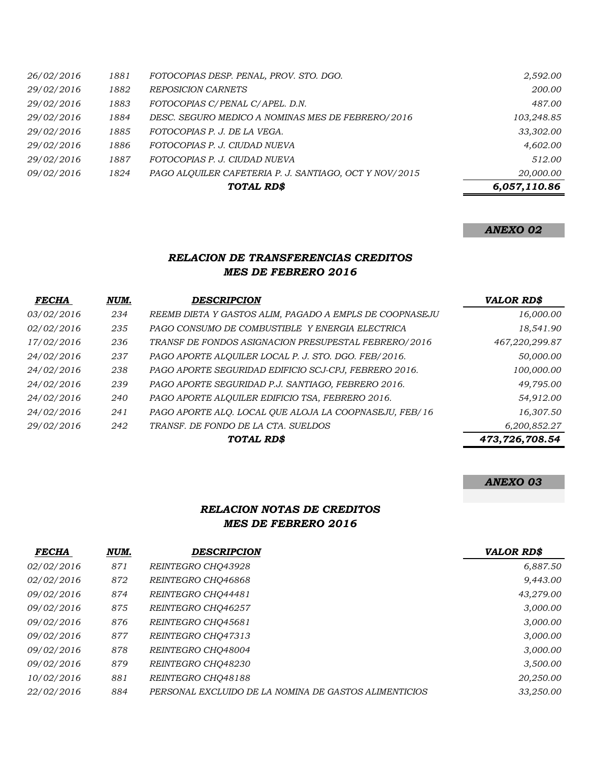| | | | |
|---|---|---|---|
| *26/02/2016* | *1881* | *FOTOCOPIAS DESP. PENAL, PROV. STO. DGO.* | *2,592.00* |
| *29/02/2016* | *1882* | *REPOSICION CARNETS* | *200.00* |
| *29/02/2016* | *1883* | *FOTOCOPIAS C/PENAL C/APEL. D.N.* | *487.00* |
| *29/02/2016* | *1884* | *DESC. SEGURO MEDICO A NOMINAS MES DE FEBRERO/2016* | *103,248.85* |
| *29/02/2016* | *1885* | *FOTOCOPIAS P. J. DE LA VEGA.* | *33,302.00* |
| *29/02/2016* | *1886* | *FOTOCOPIAS P. J. CIUDAD NUEVA* | *4,602.00* |
| *29/02/2016* | *1887* | *FOTOCOPIAS P. J. CIUDAD NUEVA* | *512.00* |
| *09/02/2016* | *1824* | *PAGO ALQUILER CAFETERIA P. J. SANTIAGO, OCT Y NOV/2015* | *20,000.00* |
| | | ***TOTAL RD$*** | ***6,057,110.86*** |

***ANEXO 02***

## *RELACION DE TRANSFERENCIAS CREDITOS*
## *MES DE FEBRERO 2016*

| ***FECHA*** | ***NUM.*** | ***DESCRIPCION*** | ***VALOR RD$*** |
|---|---|---|---|
| *03/02/2016* | *234* | *REEMB DIETA Y GASTOS ALIM, PAGADO A EMPLS DE COOPNASEJU* | *16,000.00* |
| *02/02/2016* | *235* | *PAGO CONSUMO DE COMBUSTIBLE Y ENERGIA ELECTRICA* | *18,541.90* |
| *17/02/2016* | *236* | *TRANSF DE FONDOS ASIGNACION PRESUPESTAL FEBRERO/2016* | *467,220,299.87* |
| *24/02/2016* | *237* | *PAGO APORTE ALQUILER LOCAL P. J. STO. DGO. FEB/2016.* | *50,000.00* |
| *24/02/2016* | *238* | *PAGO APORTE SEGURIDAD EDIFICIO SCJ-CPJ, FEBRERO 2016.* | *100,000.00* |
| *24/02/2016* | *239* | *PAGO APORTE SEGURIDAD P.J. SANTIAGO, FEBRERO 2016.* | *49,795.00* |
| *24/02/2016* | *240* | *PAGO APORTE ALQUILER EDIFICIO TSA, FEBRERO 2016.* | *54,912.00* |
| *24/02/2016* | *241* | *PAGO APORTE ALQ. LOCAL QUE ALOJA LA COOPNASEJU, FEB/16* | *16,307.50* |
| *29/02/2016* | *242* | *TRANSF. DE FONDO DE LA CTA. SUELDOS* | *6,200,852.27* |
| | | ***TOTAL RD$*** | ***473,726,708.54*** |

***ANEXO 03***

## *RELACION NOTAS DE CREDITOS*
## *MES DE FEBRERO 2016*

| ***FECHA*** | ***NUM.*** | ***DESCRIPCION*** | ***VALOR RD$*** |
|---|---|---|---|
| *02/02/2016* | *871* | *REINTEGRO CHQ43928* | *6,887.50* |
| *02/02/2016* | *872* | *REINTEGRO CHQ46868* | *9,443.00* |
| *09/02/2016* | *874* | *REINTEGRO CHQ44481* | *43,279.00* |
| *09/02/2016* | *875* | *REINTEGRO CHQ46257* | *3,000.00* |
| *09/02/2016* | *876* | *REINTEGRO CHQ45681* | *3,000.00* |
| *09/02/2016* | *877* | *REINTEGRO CHQ47313* | *3,000.00* |
| *09/02/2016* | *878* | *REINTEGRO CHQ48004* | *3,000.00* |
| *09/02/2016* | *879* | *REINTEGRO CHQ48230* | *3,500.00* |
| *10/02/2016* | *881* | *REINTEGRO CHQ48188* | *20,250.00* |
| *22/02/2016* | *884* | *PERSONAL EXCLUIDO DE LA NOMINA DE GASTOS ALIMENTICIOS* | *33,250.00* |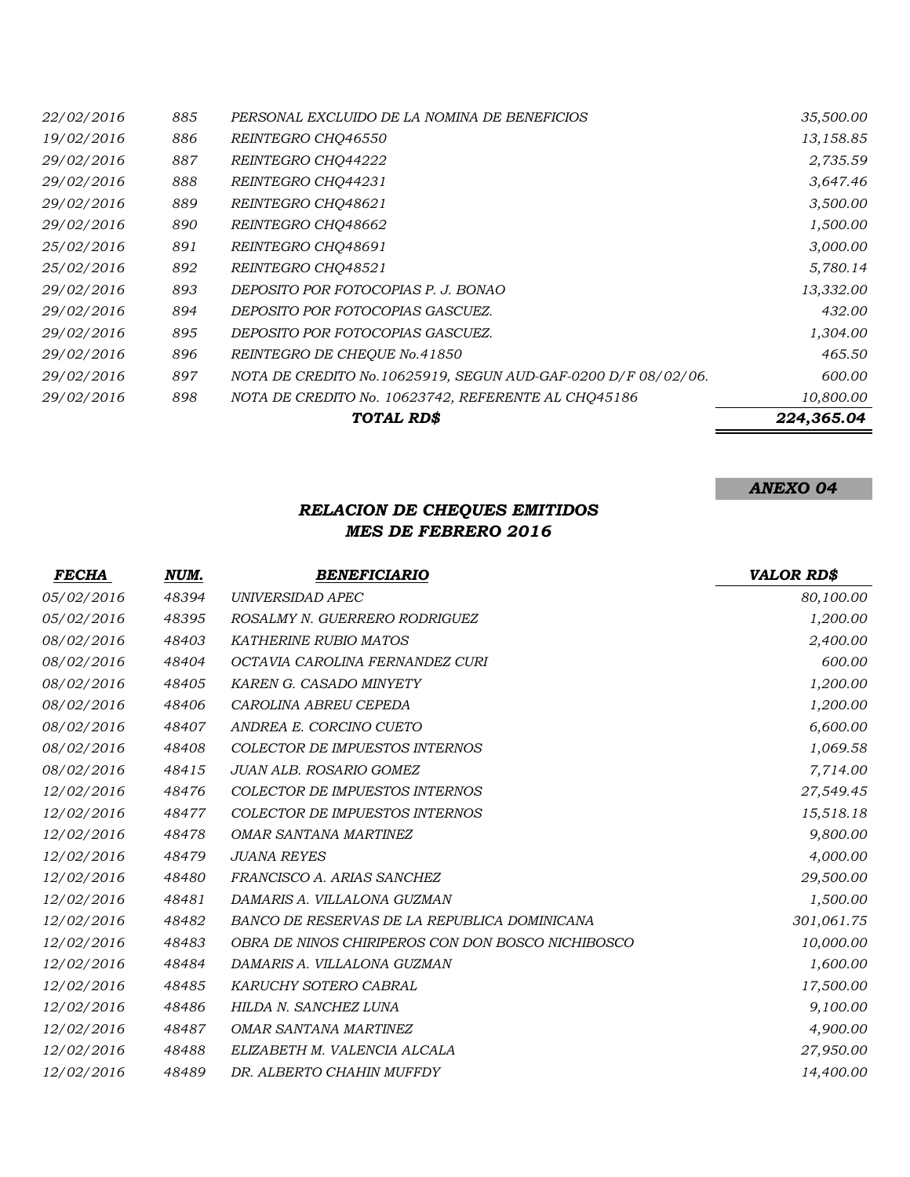| | | | |
|---|---|---|---|
| 22/02/2016 | 885 | PERSONAL EXCLUIDO DE LA NOMINA DE BENEFICIOS | 35,500.00 |
| 19/02/2016 | 886 | REINTEGRO CHQ46550 | 13,158.85 |
| 29/02/2016 | 887 | REINTEGRO CHQ44222 | 2,735.59 |
| 29/02/2016 | 888 | REINTEGRO CHQ44231 | 3,647.46 |
| 29/02/2016 | 889 | REINTEGRO CHQ48621 | 3,500.00 |
| 29/02/2016 | 890 | REINTEGRO CHQ48662 | 1,500.00 |
| 25/02/2016 | 891 | REINTEGRO CHQ48691 | 3,000.00 |
| 25/02/2016 | 892 | REINTEGRO CHQ48521 | 5,780.14 |
| 29/02/2016 | 893 | DEPOSITO POR FOTOCOPIAS P. J. BONAO | 13,332.00 |
| 29/02/2016 | 894 | DEPOSITO POR FOTOCOPIAS GASCUEZ. | 432.00 |
| 29/02/2016 | 895 | DEPOSITO POR FOTOCOPIAS GASCUEZ. | 1,304.00 |
| 29/02/2016 | 896 | REINTEGRO DE CHEQUE No.41850 | 465.50 |
| 29/02/2016 | 897 | NOTA DE CREDITO No.10625919, SEGUN AUD-GAF-0200 D/F 08/02/06. | 600.00 |
| 29/02/2016 | 898 | NOTA DE CREDITO No. 10623742, REFERENTE AL CHQ45186 | 10,800.00 |
| | | ***TOTAL RD$*** | ***224,365.04*** |

***ANEXO 04***

## *RELACION DE CHEQUES EMITIDOS*
## *MES DE FEBRERO 2016*

| FECHA | NUM. | BENEFICIARIO | VALOR RD$ |
|---|---|---|---|
| 05/02/2016 | 48394 | UNIVERSIDAD APEC | 80,100.00 |
| 05/02/2016 | 48395 | ROSALMY N. GUERRERO RODRIGUEZ | 1,200.00 |
| 08/02/2016 | 48403 | KATHERINE RUBIO MATOS | 2,400.00 |
| 08/02/2016 | 48404 | OCTAVIA CAROLINA FERNANDEZ CURI | 600.00 |
| 08/02/2016 | 48405 | KAREN G. CASADO MINYETY | 1,200.00 |
| 08/02/2016 | 48406 | CAROLINA ABREU CEPEDA | 1,200.00 |
| 08/02/2016 | 48407 | ANDREA E. CORCINO CUETO | 6,600.00 |
| 08/02/2016 | 48408 | COLECTOR DE IMPUESTOS INTERNOS | 1,069.58 |
| 08/02/2016 | 48415 | JUAN ALB. ROSARIO GOMEZ | 7,714.00 |
| 12/02/2016 | 48476 | COLECTOR DE IMPUESTOS INTERNOS | 27,549.45 |
| 12/02/2016 | 48477 | COLECTOR DE IMPUESTOS INTERNOS | 15,518.18 |
| 12/02/2016 | 48478 | OMAR SANTANA MARTINEZ | 9,800.00 |
| 12/02/2016 | 48479 | JUANA REYES | 4,000.00 |
| 12/02/2016 | 48480 | FRANCISCO A. ARIAS SANCHEZ | 29,500.00 |
| 12/02/2016 | 48481 | DAMARIS A. VILLALONA GUZMAN | 1,500.00 |
| 12/02/2016 | 48482 | BANCO DE RESERVAS DE LA REPUBLICA DOMINICANA | 301,061.75 |
| 12/02/2016 | 48483 | OBRA DE NINOS CHIRIPEROS CON DON BOSCO NICHIBOSCO | 10,000.00 |
| 12/02/2016 | 48484 | DAMARIS A. VILLALONA GUZMAN | 1,600.00 |
| 12/02/2016 | 48485 | KARUCHY SOTERO CABRAL | 17,500.00 |
| 12/02/2016 | 48486 | HILDA N. SANCHEZ LUNA | 9,100.00 |
| 12/02/2016 | 48487 | OMAR SANTANA MARTINEZ | 4,900.00 |
| 12/02/2016 | 48488 | ELIZABETH M. VALENCIA ALCALA | 27,950.00 |
| 12/02/2016 | 48489 | DR. ALBERTO CHAHIN MUFFDY | 14,400.00 |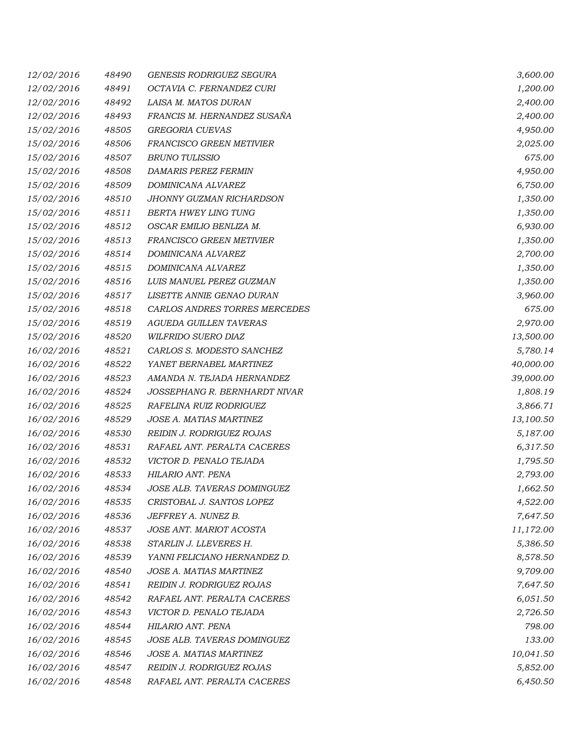| | | | |
|---|---|---|---|
| 12/02/2016 | 48490 | GENESIS RODRIGUEZ SEGURA | 3,600.00 |
| 12/02/2016 | 48491 | OCTAVIA C. FERNANDEZ CURI | 1,200.00 |
| 12/02/2016 | 48492 | LAISA M. MATOS DURAN | 2,400.00 |
| 12/02/2016 | 48493 | FRANCIS M. HERNANDEZ SUSAÑA | 2,400.00 |
| 15/02/2016 | 48505 | GREGORIA CUEVAS | 4,950.00 |
| 15/02/2016 | 48506 | FRANCISCO GREEN METIVIER | 2,025.00 |
| 15/02/2016 | 48507 | BRUNO TULISSIO | 675.00 |
| 15/02/2016 | 48508 | DAMARIS PEREZ FERMIN | 4,950.00 |
| 15/02/2016 | 48509 | DOMINICANA ALVAREZ | 6,750.00 |
| 15/02/2016 | 48510 | JHONNY GUZMAN RICHARDSON | 1,350.00 |
| 15/02/2016 | 48511 | BERTA HWEY LING TUNG | 1,350.00 |
| 15/02/2016 | 48512 | OSCAR EMILIO BENLIZA M. | 6,930.00 |
| 15/02/2016 | 48513 | FRANCISCO GREEN METIVIER | 1,350.00 |
| 15/02/2016 | 48514 | DOMINICANA ALVAREZ | 2,700.00 |
| 15/02/2016 | 48515 | DOMINICANA ALVAREZ | 1,350.00 |
| 15/02/2016 | 48516 | LUIS MANUEL PEREZ GUZMAN | 1,350.00 |
| 15/02/2016 | 48517 | LISETTE ANNIE GENAO DURAN | 3,960.00 |
| 15/02/2016 | 48518 | CARLOS ANDRES TORRES MERCEDES | 675.00 |
| 15/02/2016 | 48519 | AGUEDA GUILLEN TAVERAS | 2,970.00 |
| 15/02/2016 | 48520 | WILFRIDO SUERO DIAZ | 13,500.00 |
| 16/02/2016 | 48521 | CARLOS S. MODESTO SANCHEZ | 5,780.14 |
| 16/02/2016 | 48522 | YANET BERNABEL MARTINEZ | 40,000.00 |
| 16/02/2016 | 48523 | AMANDA N. TEJADA HERNANDEZ | 39,000.00 |
| 16/02/2016 | 48524 | JOSSEPHANG R. BERNHARDT NIVAR | 1,808.19 |
| 16/02/2016 | 48525 | RAFELINA RUIZ RODRIGUEZ | 3,866.71 |
| 16/02/2016 | 48529 | JOSE A. MATIAS MARTINEZ | 13,100.50 |
| 16/02/2016 | 48530 | REIDIN J. RODRIGUEZ ROJAS | 5,187.00 |
| 16/02/2016 | 48531 | RAFAEL ANT. PERALTA CACERES | 6,317.50 |
| 16/02/2016 | 48532 | VICTOR D. PENALO TEJADA | 1,795.50 |
| 16/02/2016 | 48533 | HILARIO ANT. PENA | 2,793.00 |
| 16/02/2016 | 48534 | JOSE ALB. TAVERAS DOMINGUEZ | 1,662.50 |
| 16/02/2016 | 48535 | CRISTOBAL J. SANTOS LOPEZ | 4,522.00 |
| 16/02/2016 | 48536 | JEFFREY A. NUNEZ B. | 7,647.50 |
| 16/02/2016 | 48537 | JOSE ANT. MARIOT ACOSTA | 11,172.00 |
| 16/02/2016 | 48538 | STARLIN J. LLEVERES H. | 5,386.50 |
| 16/02/2016 | 48539 | YANNI FELICIANO HERNANDEZ D. | 8,578.50 |
| 16/02/2016 | 48540 | JOSE A. MATIAS MARTINEZ | 9,709.00 |
| 16/02/2016 | 48541 | REIDIN J. RODRIGUEZ ROJAS | 7,647.50 |
| 16/02/2016 | 48542 | RAFAEL ANT. PERALTA CACERES | 6,051.50 |
| 16/02/2016 | 48543 | VICTOR D. PENALO TEJADA | 2,726.50 |
| 16/02/2016 | 48544 | HILARIO ANT. PENA | 798.00 |
| 16/02/2016 | 48545 | JOSE ALB. TAVERAS DOMINGUEZ | 133.00 |
| 16/02/2016 | 48546 | JOSE A. MATIAS MARTINEZ | 10,041.50 |
| 16/02/2016 | 48547 | REIDIN J. RODRIGUEZ ROJAS | 5,852.00 |
| 16/02/2016 | 48548 | RAFAEL ANT. PERALTA CACERES | 6,450.50 |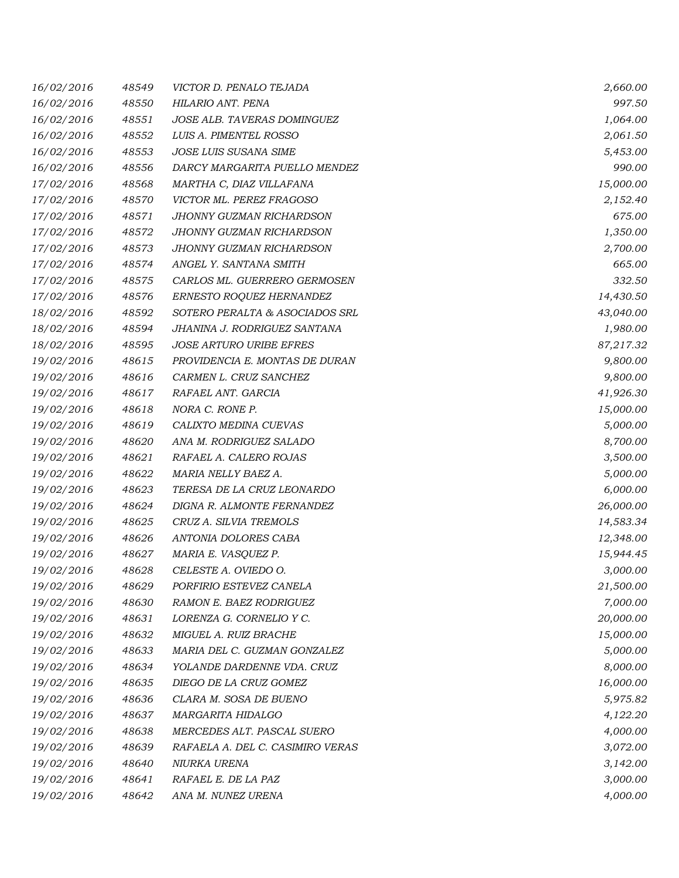| | | | |
|---|---|---|---|
| 16/02/2016 | 48549 | VICTOR D. PENALO TEJADA | 2,660.00 |
| 16/02/2016 | 48550 | HILARIO ANT. PENA | 997.50 |
| 16/02/2016 | 48551 | JOSE ALB. TAVERAS DOMINGUEZ | 1,064.00 |
| 16/02/2016 | 48552 | LUIS A. PIMENTEL ROSSO | 2,061.50 |
| 16/02/2016 | 48553 | JOSE LUIS SUSANA SIME | 5,453.00 |
| 16/02/2016 | 48556 | DARCY MARGARITA PUELLO MENDEZ | 990.00 |
| 17/02/2016 | 48568 | MARTHA C, DIAZ VILLAFANA | 15,000.00 |
| 17/02/2016 | 48570 | VICTOR ML. PEREZ FRAGOSO | 2,152.40 |
| 17/02/2016 | 48571 | JHONNY GUZMAN RICHARDSON | 675.00 |
| 17/02/2016 | 48572 | JHONNY GUZMAN RICHARDSON | 1,350.00 |
| 17/02/2016 | 48573 | JHONNY GUZMAN RICHARDSON | 2,700.00 |
| 17/02/2016 | 48574 | ANGEL Y. SANTANA SMITH | 665.00 |
| 17/02/2016 | 48575 | CARLOS ML. GUERRERO GERMOSEN | 332.50 |
| 17/02/2016 | 48576 | ERNESTO ROQUEZ HERNANDEZ | 14,430.50 |
| 18/02/2016 | 48592 | SOTERO PERALTA & ASOCIADOS SRL | 43,040.00 |
| 18/02/2016 | 48594 | JHANINA J. RODRIGUEZ SANTANA | 1,980.00 |
| 18/02/2016 | 48595 | JOSE ARTURO URIBE EFRES | 87,217.32 |
| 19/02/2016 | 48615 | PROVIDENCIA E. MONTAS DE DURAN | 9,800.00 |
| 19/02/2016 | 48616 | CARMEN L. CRUZ SANCHEZ | 9,800.00 |
| 19/02/2016 | 48617 | RAFAEL ANT. GARCIA | 41,926.30 |
| 19/02/2016 | 48618 | NORA C. RONE P. | 15,000.00 |
| 19/02/2016 | 48619 | CALIXTO MEDINA CUEVAS | 5,000.00 |
| 19/02/2016 | 48620 | ANA M. RODRIGUEZ SALADO | 8,700.00 |
| 19/02/2016 | 48621 | RAFAEL A. CALERO ROJAS | 3,500.00 |
| 19/02/2016 | 48622 | MARIA NELLY BAEZ A. | 5,000.00 |
| 19/02/2016 | 48623 | TERESA DE LA CRUZ LEONARDO | 6,000.00 |
| 19/02/2016 | 48624 | DIGNA R. ALMONTE FERNANDEZ | 26,000.00 |
| 19/02/2016 | 48625 | CRUZ A. SILVIA TREMOLS | 14,583.34 |
| 19/02/2016 | 48626 | ANTONIA DOLORES CABA | 12,348.00 |
| 19/02/2016 | 48627 | MARIA E. VASQUEZ P. | 15,944.45 |
| 19/02/2016 | 48628 | CELESTE A. OVIEDO O. | 3,000.00 |
| 19/02/2016 | 48629 | PORFIRIO ESTEVEZ CANELA | 21,500.00 |
| 19/02/2016 | 48630 | RAMON E. BAEZ RODRIGUEZ | 7,000.00 |
| 19/02/2016 | 48631 | LORENZA G. CORNELIO Y C. | 20,000.00 |
| 19/02/2016 | 48632 | MIGUEL A. RUIZ BRACHE | 15,000.00 |
| 19/02/2016 | 48633 | MARIA DEL C. GUZMAN GONZALEZ | 5,000.00 |
| 19/02/2016 | 48634 | YOLANDE DARDENNE VDA. CRUZ | 8,000.00 |
| 19/02/2016 | 48635 | DIEGO DE LA CRUZ GOMEZ | 16,000.00 |
| 19/02/2016 | 48636 | CLARA M. SOSA DE BUENO | 5,975.82 |
| 19/02/2016 | 48637 | MARGARITA HIDALGO | 4,122.20 |
| 19/02/2016 | 48638 | MERCEDES ALT. PASCAL SUERO | 4,000.00 |
| 19/02/2016 | 48639 | RAFAELA A. DEL C. CASIMIRO VERAS | 3,072.00 |
| 19/02/2016 | 48640 | NIURKA URENA | 3,142.00 |
| 19/02/2016 | 48641 | RAFAEL E. DE LA PAZ | 3,000.00 |
| 19/02/2016 | 48642 | ANA M. NUNEZ URENA | 4,000.00 |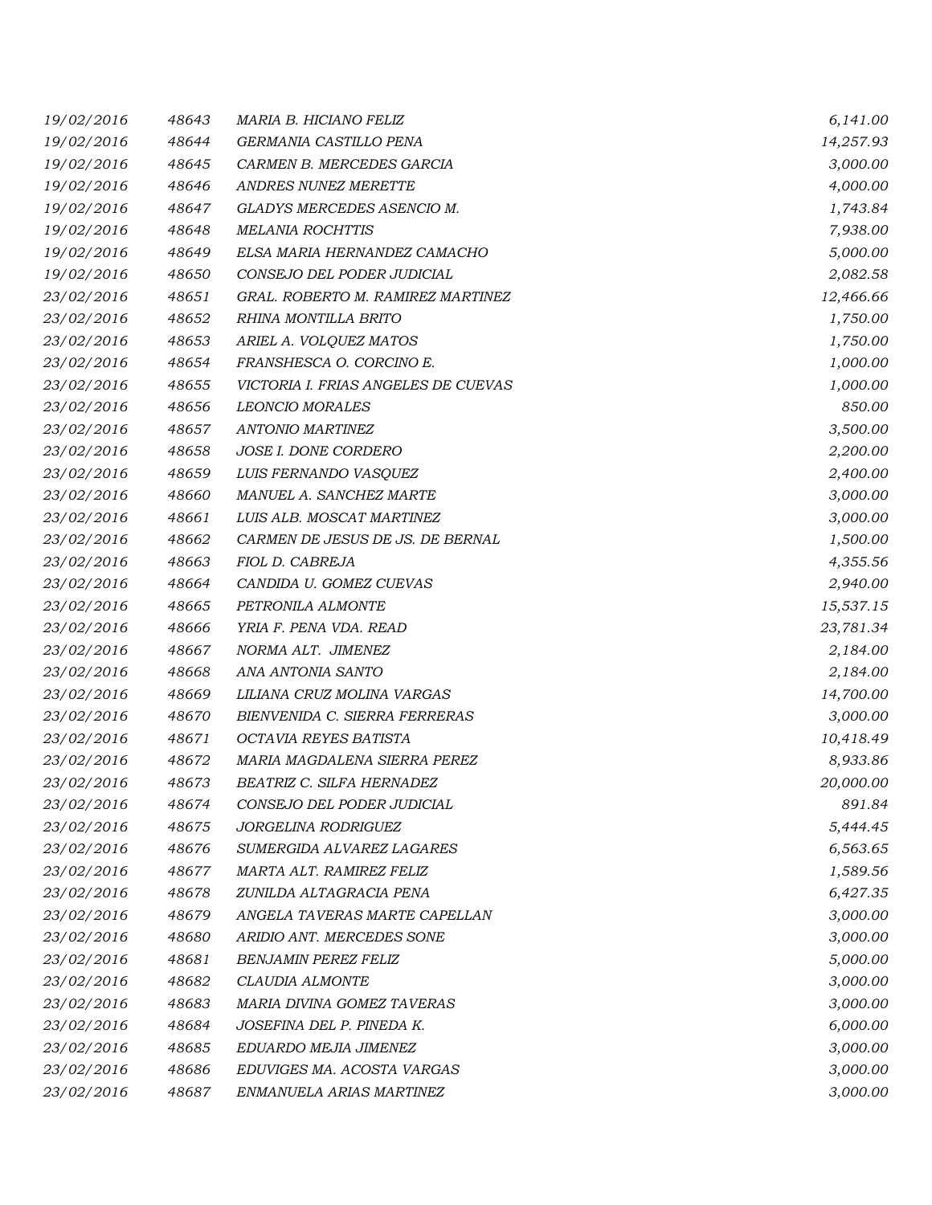| | | | |
|---|---|---|---|
| 19/02/2016 | 48643 | MARIA B. HICIANO FELIZ | 6,141.00 |
| 19/02/2016 | 48644 | GERMANIA CASTILLO PENA | 14,257.93 |
| 19/02/2016 | 48645 | CARMEN B. MERCEDES GARCIA | 3,000.00 |
| 19/02/2016 | 48646 | ANDRES NUNEZ MERETTE | 4,000.00 |
| 19/02/2016 | 48647 | GLADYS MERCEDES ASENCIO M. | 1,743.84 |
| 19/02/2016 | 48648 | MELANIA ROCHTTIS | 7,938.00 |
| 19/02/2016 | 48649 | ELSA MARIA HERNANDEZ CAMACHO | 5,000.00 |
| 19/02/2016 | 48650 | CONSEJO DEL PODER JUDICIAL | 2,082.58 |
| 23/02/2016 | 48651 | GRAL. ROBERTO M. RAMIREZ MARTINEZ | 12,466.66 |
| 23/02/2016 | 48652 | RHINA MONTILLA BRITO | 1,750.00 |
| 23/02/2016 | 48653 | ARIEL A. VOLQUEZ MATOS | 1,750.00 |
| 23/02/2016 | 48654 | FRANSHESCA O. CORCINO E. | 1,000.00 |
| 23/02/2016 | 48655 | VICTORIA I. FRIAS ANGELES DE CUEVAS | 1,000.00 |
| 23/02/2016 | 48656 | LEONCIO MORALES | 850.00 |
| 23/02/2016 | 48657 | ANTONIO MARTINEZ | 3,500.00 |
| 23/02/2016 | 48658 | JOSE I. DONE CORDERO | 2,200.00 |
| 23/02/2016 | 48659 | LUIS FERNANDO VASQUEZ | 2,400.00 |
| 23/02/2016 | 48660 | MANUEL A. SANCHEZ MARTE | 3,000.00 |
| 23/02/2016 | 48661 | LUIS ALB. MOSCAT MARTINEZ | 3,000.00 |
| 23/02/2016 | 48662 | CARMEN DE JESUS DE JS. DE BERNAL | 1,500.00 |
| 23/02/2016 | 48663 | FIOL D. CABREJA | 4,355.56 |
| 23/02/2016 | 48664 | CANDIDA U. GOMEZ CUEVAS | 2,940.00 |
| 23/02/2016 | 48665 | PETRONILA ALMONTE | 15,537.15 |
| 23/02/2016 | 48666 | YRIA F. PENA VDA. READ | 23,781.34 |
| 23/02/2016 | 48667 | NORMA ALT. JIMENEZ | 2,184.00 |
| 23/02/2016 | 48668 | ANA ANTONIA SANTO | 2,184.00 |
| 23/02/2016 | 48669 | LILIANA CRUZ MOLINA VARGAS | 14,700.00 |
| 23/02/2016 | 48670 | BIENVENIDA C. SIERRA FERRERAS | 3,000.00 |
| 23/02/2016 | 48671 | OCTAVIA REYES BATISTA | 10,418.49 |
| 23/02/2016 | 48672 | MARIA MAGDALENA SIERRA PEREZ | 8,933.86 |
| 23/02/2016 | 48673 | BEATRIZ C. SILFA HERNADEZ | 20,000.00 |
| 23/02/2016 | 48674 | CONSEJO DEL PODER JUDICIAL | 891.84 |
| 23/02/2016 | 48675 | JORGELINA RODRIGUEZ | 5,444.45 |
| 23/02/2016 | 48676 | SUMERGIDA ALVAREZ LAGARES | 6,563.65 |
| 23/02/2016 | 48677 | MARTA ALT. RAMIREZ FELIZ | 1,589.56 |
| 23/02/2016 | 48678 | ZUNILDA ALTAGRACIA PENA | 6,427.35 |
| 23/02/2016 | 48679 | ANGELA TAVERAS MARTE CAPELLAN | 3,000.00 |
| 23/02/2016 | 48680 | ARIDIO ANT. MERCEDES SONE | 3,000.00 |
| 23/02/2016 | 48681 | BENJAMIN PEREZ FELIZ | 5,000.00 |
| 23/02/2016 | 48682 | CLAUDIA ALMONTE | 3,000.00 |
| 23/02/2016 | 48683 | MARIA DIVINA GOMEZ TAVERAS | 3,000.00 |
| 23/02/2016 | 48684 | JOSEFINA DEL P. PINEDA K. | 6,000.00 |
| 23/02/2016 | 48685 | EDUARDO MEJIA JIMENEZ | 3,000.00 |
| 23/02/2016 | 48686 | EDUVIGES MA. ACOSTA VARGAS | 3,000.00 |
| 23/02/2016 | 48687 | ENMANUELA ARIAS MARTINEZ | 3,000.00 |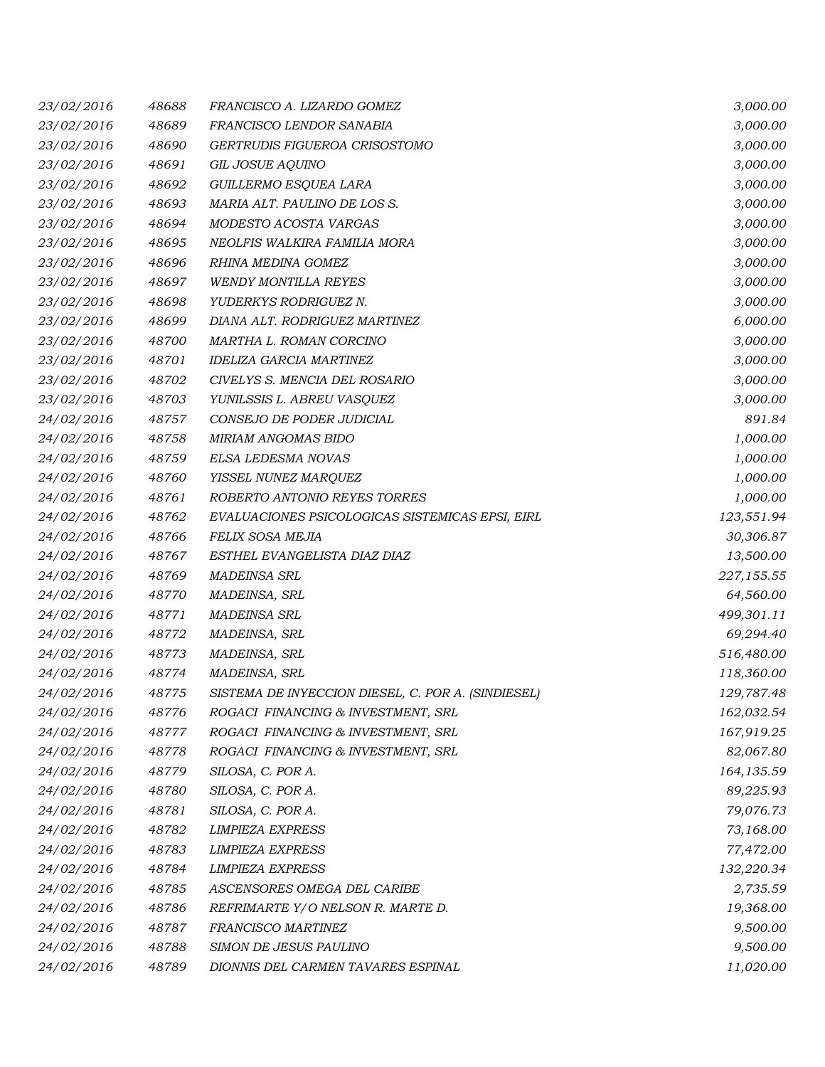| | | | |
|---|---|---|---|
| *23/02/2016* | *48688* | *FRANCISCO A. LIZARDO GOMEZ* | *3,000.00* |
| *23/02/2016* | *48689* | *FRANCISCO LENDOR SANABIA* | *3,000.00* |
| *23/02/2016* | *48690* | *GERTRUDIS FIGUEROA CRISOSTOMO* | *3,000.00* |
| *23/02/2016* | *48691* | *GIL JOSUE AQUINO* | *3,000.00* |
| *23/02/2016* | *48692* | *GUILLERMO ESQUEA LARA* | *3,000.00* |
| *23/02/2016* | *48693* | *MARIA ALT. PAULINO DE LOS S.* | *3,000.00* |
| *23/02/2016* | *48694* | *MODESTO ACOSTA VARGAS* | *3,000.00* |
| *23/02/2016* | *48695* | *NEOLFIS WALKIRA FAMILIA MORA* | *3,000.00* |
| *23/02/2016* | *48696* | *RHINA MEDINA GOMEZ* | *3,000.00* |
| *23/02/2016* | *48697* | *WENDY MONTILLA REYES* | *3,000.00* |
| *23/02/2016* | *48698* | *YUDERKYS RODRIGUEZ N.* | *3,000.00* |
| *23/02/2016* | *48699* | *DIANA ALT. RODRIGUEZ MARTINEZ* | *6,000.00* |
| *23/02/2016* | *48700* | *MARTHA L. ROMAN CORCINO* | *3,000.00* |
| *23/02/2016* | *48701* | *IDELIZA GARCIA MARTINEZ* | *3,000.00* |
| *23/02/2016* | *48702* | *CIVELYS S. MENCIA DEL ROSARIO* | *3,000.00* |
| *23/02/2016* | *48703* | *YUNILSSIS L. ABREU VASQUEZ* | *3,000.00* |
| *24/02/2016* | *48757* | *CONSEJO DE PODER JUDICIAL* | *891.84* |
| *24/02/2016* | *48758* | *MIRIAM ANGOMAS BIDO* | *1,000.00* |
| *24/02/2016* | *48759* | *ELSA LEDESMA NOVAS* | *1,000.00* |
| *24/02/2016* | *48760* | *YISSEL NUNEZ MARQUEZ* | *1,000.00* |
| *24/02/2016* | *48761* | *ROBERTO ANTONIO REYES TORRES* | *1,000.00* |
| *24/02/2016* | *48762* | *EVALUACIONES PSICOLOGICAS SISTEMICAS EPSI, EIRL* | *123,551.94* |
| *24/02/2016* | *48766* | *FELIX SOSA MEJIA* | *30,306.87* |
| *24/02/2016* | *48767* | *ESTHEL EVANGELISTA DIAZ DIAZ* | *13,500.00* |
| *24/02/2016* | *48769* | *MADEINSA SRL* | *227,155.55* |
| *24/02/2016* | *48770* | *MADEINSA, SRL* | *64,560.00* |
| *24/02/2016* | *48771* | *MADEINSA SRL* | *499,301.11* |
| *24/02/2016* | *48772* | *MADEINSA, SRL* | *69,294.40* |
| *24/02/2016* | *48773* | *MADEINSA, SRL* | *516,480.00* |
| *24/02/2016* | *48774* | *MADEINSA, SRL* | *118,360.00* |
| *24/02/2016* | *48775* | *SISTEMA DE INYECCION DIESEL, C. POR A. (SINDIESEL)* | *129,787.48* |
| *24/02/2016* | *48776* | *ROGACI FINANCING & INVESTMENT, SRL* | *162,032.54* |
| *24/02/2016* | *48777* | *ROGACI FINANCING & INVESTMENT, SRL* | *167,919.25* |
| *24/02/2016* | *48778* | *ROGACI FINANCING & INVESTMENT, SRL* | *82,067.80* |
| *24/02/2016* | *48779* | *SILOSA, C. POR A.* | *164,135.59* |
| *24/02/2016* | *48780* | *SILOSA, C. POR A.* | *89,225.93* |
| *24/02/2016* | *48781* | *SILOSA, C. POR A.* | *79,076.73* |
| *24/02/2016* | *48782* | *LIMPIEZA EXPRESS* | *73,168.00* |
| *24/02/2016* | *48783* | *LIMPIEZA EXPRESS* | *77,472.00* |
| *24/02/2016* | *48784* | *LIMPIEZA EXPRESS* | *132,220.34* |
| *24/02/2016* | *48785* | *ASCENSORES OMEGA DEL CARIBE* | *2,735.59* |
| *24/02/2016* | *48786* | *REFRIMARTE Y/O NELSON R. MARTE D.* | *19,368.00* |
| *24/02/2016* | *48787* | *FRANCISCO MARTINEZ* | *9,500.00* |
| *24/02/2016* | *48788* | *SIMON DE JESUS PAULINO* | *9,500.00* |
| *24/02/2016* | *48789* | *DIONNIS DEL CARMEN TAVARES ESPINAL* | *11,020.00* |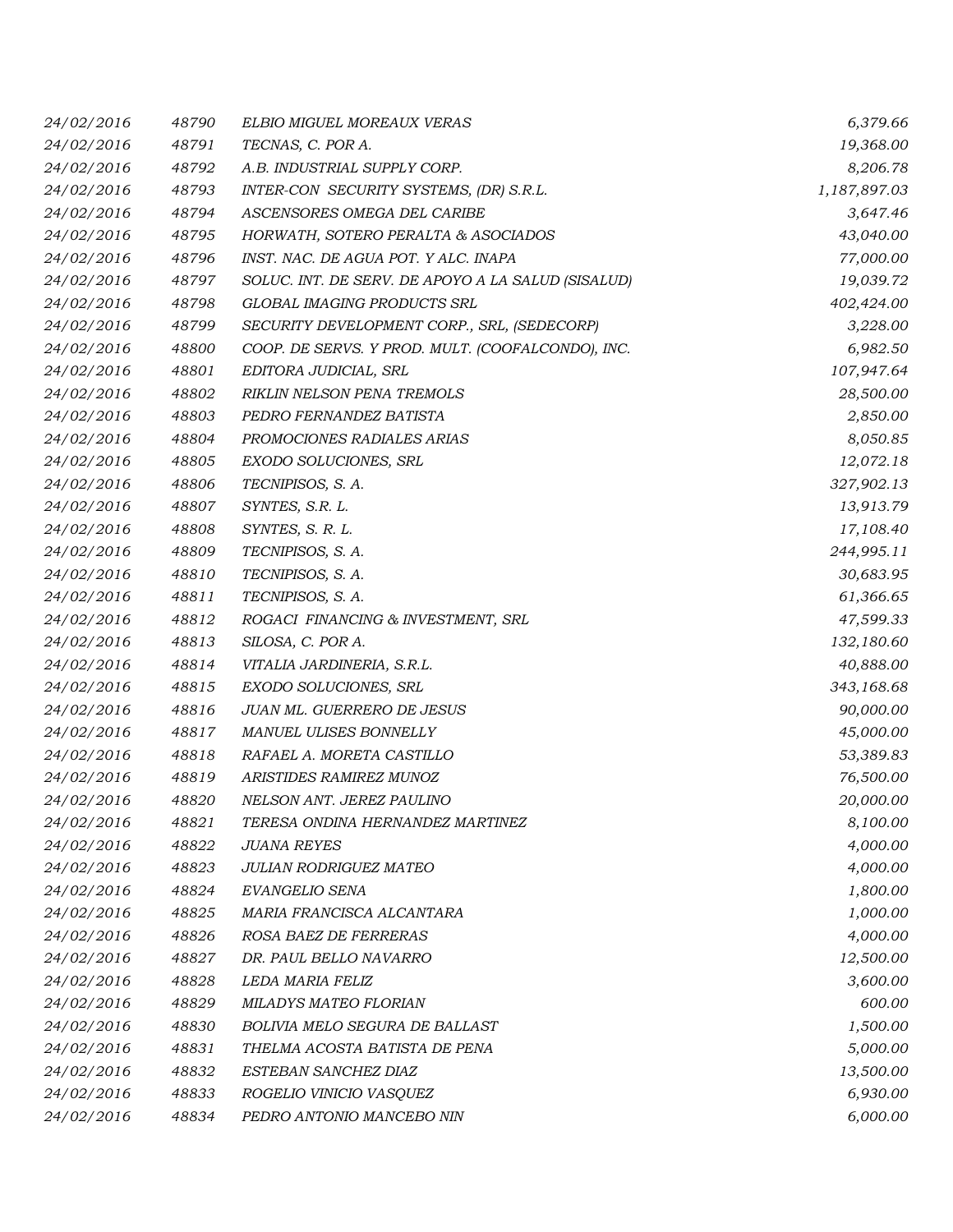| | | | |
|---|---|---|---|
| *24/02/2016* | *48790* | *ELBIO MIGUEL MOREAUX VERAS* | *6,379.66* |
| *24/02/2016* | *48791* | *TECNAS, C. POR A.* | *19,368.00* |
| *24/02/2016* | *48792* | *A.B. INDUSTRIAL SUPPLY CORP.* | *8,206.78* |
| *24/02/2016* | *48793* | *INTER-CON SECURITY SYSTEMS, (DR) S.R.L.* | *1,187,897.03* |
| *24/02/2016* | *48794* | *ASCENSORES OMEGA DEL CARIBE* | *3,647.46* |
| *24/02/2016* | *48795* | *HORWATH, SOTERO PERALTA & ASOCIADOS* | *43,040.00* |
| *24/02/2016* | *48796* | *INST. NAC. DE AGUA POT. Y ALC. INAPA* | *77,000.00* |
| *24/02/2016* | *48797* | *SOLUC. INT. DE SERV. DE APOYO A LA SALUD (SISALUD)* | *19,039.72* |
| *24/02/2016* | *48798* | *GLOBAL IMAGING PRODUCTS SRL* | *402,424.00* |
| *24/02/2016* | *48799* | *SECURITY DEVELOPMENT CORP., SRL, (SEDECORP)* | *3,228.00* |
| *24/02/2016* | *48800* | *COOP. DE SERVS. Y PROD. MULT. (COOFALCONDO), INC.* | *6,982.50* |
| *24/02/2016* | *48801* | *EDITORA JUDICIAL, SRL* | *107,947.64* |
| *24/02/2016* | *48802* | *RIKLIN NELSON PENA TREMOLS* | *28,500.00* |
| *24/02/2016* | *48803* | *PEDRO FERNANDEZ BATISTA* | *2,850.00* |
| *24/02/2016* | *48804* | *PROMOCIONES RADIALES ARIAS* | *8,050.85* |
| *24/02/2016* | *48805* | *EXODO SOLUCIONES, SRL* | *12,072.18* |
| *24/02/2016* | *48806* | *TECNIPISOS, S. A.* | *327,902.13* |
| *24/02/2016* | *48807* | *SYNTES, S.R. L.* | *13,913.79* |
| *24/02/2016* | *48808* | *SYNTES, S. R. L.* | *17,108.40* |
| *24/02/2016* | *48809* | *TECNIPISOS, S. A.* | *244,995.11* |
| *24/02/2016* | *48810* | *TECNIPISOS, S. A.* | *30,683.95* |
| *24/02/2016* | *48811* | *TECNIPISOS, S. A.* | *61,366.65* |
| *24/02/2016* | *48812* | *ROGACI FINANCING & INVESTMENT, SRL* | *47,599.33* |
| *24/02/2016* | *48813* | *SILOSA, C. POR A.* | *132,180.60* |
| *24/02/2016* | *48814* | *VITALIA JARDINERIA, S.R.L.* | *40,888.00* |
| *24/02/2016* | *48815* | *EXODO SOLUCIONES, SRL* | *343,168.68* |
| *24/02/2016* | *48816* | *JUAN ML. GUERRERO DE JESUS* | *90,000.00* |
| *24/02/2016* | *48817* | *MANUEL ULISES BONNELLY* | *45,000.00* |
| *24/02/2016* | *48818* | *RAFAEL A. MORETA CASTILLO* | *53,389.83* |
| *24/02/2016* | *48819* | *ARISTIDES RAMIREZ MUNOZ* | *76,500.00* |
| *24/02/2016* | *48820* | *NELSON ANT. JEREZ PAULINO* | *20,000.00* |
| *24/02/2016* | *48821* | *TERESA ONDINA HERNANDEZ MARTINEZ* | *8,100.00* |
| *24/02/2016* | *48822* | *JUANA REYES* | *4,000.00* |
| *24/02/2016* | *48823* | *JULIAN RODRIGUEZ MATEO* | *4,000.00* |
| *24/02/2016* | *48824* | *EVANGELIO SENA* | *1,800.00* |
| *24/02/2016* | *48825* | *MARIA FRANCISCA ALCANTARA* | *1,000.00* |
| *24/02/2016* | *48826* | *ROSA BAEZ DE FERRERAS* | *4,000.00* |
| *24/02/2016* | *48827* | *DR. PAUL BELLO NAVARRO* | *12,500.00* |
| *24/02/2016* | *48828* | *LEDA MARIA FELIZ* | *3,600.00* |
| *24/02/2016* | *48829* | *MILADYS MATEO FLORIAN* | *600.00* |
| *24/02/2016* | *48830* | *BOLIVIA MELO SEGURA DE BALLAST* | *1,500.00* |
| *24/02/2016* | *48831* | *THELMA ACOSTA BATISTA DE PENA* | *5,000.00* |
| *24/02/2016* | *48832* | *ESTEBAN SANCHEZ DIAZ* | *13,500.00* |
| *24/02/2016* | *48833* | *ROGELIO VINICIO VASQUEZ* | *6,930.00* |
| *24/02/2016* | *48834* | *PEDRO ANTONIO MANCEBO NIN* | *6,000.00* |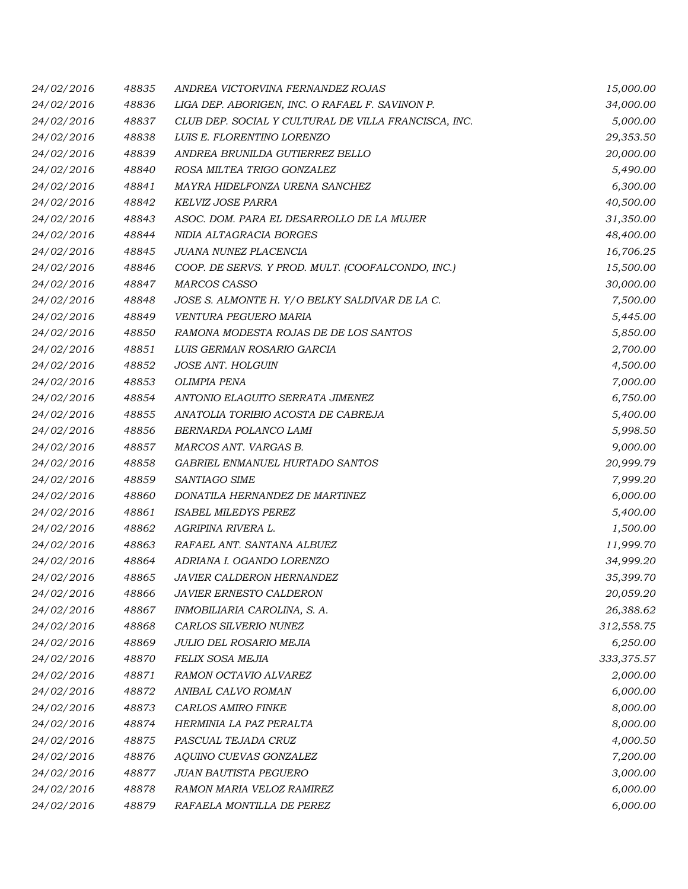| | | | |
|---|---|---|---|
| 24/02/2016 | 48835 | ANDREA VICTORVINA FERNANDEZ ROJAS | 15,000.00 |
| 24/02/2016 | 48836 | LIGA DEP. ABORIGEN, INC. O RAFAEL F. SAVINON P. | 34,000.00 |
| 24/02/2016 | 48837 | CLUB DEP. SOCIAL Y CULTURAL DE VILLA FRANCISCA, INC. | 5,000.00 |
| 24/02/2016 | 48838 | LUIS E. FLORENTINO LORENZO | 29,353.50 |
| 24/02/2016 | 48839 | ANDREA BRUNILDA GUTIERREZ BELLO | 20,000.00 |
| 24/02/2016 | 48840 | ROSA MILTEA TRIGO GONZALEZ | 5,490.00 |
| 24/02/2016 | 48841 | MAYRA HIDELFONZA URENA SANCHEZ | 6,300.00 |
| 24/02/2016 | 48842 | KELVIZ JOSE PARRA | 40,500.00 |
| 24/02/2016 | 48843 | ASOC. DOM. PARA EL DESARROLLO DE LA MUJER | 31,350.00 |
| 24/02/2016 | 48844 | NIDIA ALTAGRACIA BORGES | 48,400.00 |
| 24/02/2016 | 48845 | JUANA NUNEZ PLACENCIA | 16,706.25 |
| 24/02/2016 | 48846 | COOP. DE SERVS. Y PROD. MULT. (COOFALCONDO, INC.) | 15,500.00 |
| 24/02/2016 | 48847 | MARCOS CASSO | 30,000.00 |
| 24/02/2016 | 48848 | JOSE S. ALMONTE H. Y/O BELKY SALDIVAR DE LA C. | 7,500.00 |
| 24/02/2016 | 48849 | VENTURA PEGUERO MARIA | 5,445.00 |
| 24/02/2016 | 48850 | RAMONA MODESTA ROJAS DE DE LOS SANTOS | 5,850.00 |
| 24/02/2016 | 48851 | LUIS GERMAN ROSARIO GARCIA | 2,700.00 |
| 24/02/2016 | 48852 | JOSE ANT. HOLGUIN | 4,500.00 |
| 24/02/2016 | 48853 | OLIMPIA PENA | 7,000.00 |
| 24/02/2016 | 48854 | ANTONIO ELAGUITO SERRATA JIMENEZ | 6,750.00 |
| 24/02/2016 | 48855 | ANATOLIA TORIBIO ACOSTA DE CABREJA | 5,400.00 |
| 24/02/2016 | 48856 | BERNARDA POLANCO LAMI | 5,998.50 |
| 24/02/2016 | 48857 | MARCOS ANT. VARGAS B. | 9,000.00 |
| 24/02/2016 | 48858 | GABRIEL ENMANUEL HURTADO SANTOS | 20,999.79 |
| 24/02/2016 | 48859 | SANTIAGO SIME | 7,999.20 |
| 24/02/2016 | 48860 | DONATILA HERNANDEZ DE MARTINEZ | 6,000.00 |
| 24/02/2016 | 48861 | ISABEL MILEDYS PEREZ | 5,400.00 |
| 24/02/2016 | 48862 | AGRIPINA RIVERA L. | 1,500.00 |
| 24/02/2016 | 48863 | RAFAEL ANT. SANTANA ALBUEZ | 11,999.70 |
| 24/02/2016 | 48864 | ADRIANA I. OGANDO LORENZO | 34,999.20 |
| 24/02/2016 | 48865 | JAVIER CALDERON HERNANDEZ | 35,399.70 |
| 24/02/2016 | 48866 | JAVIER ERNESTO CALDERON | 20,059.20 |
| 24/02/2016 | 48867 | INMOBILIARIA CAROLINA, S. A. | 26,388.62 |
| 24/02/2016 | 48868 | CARLOS SILVERIO NUNEZ | 312,558.75 |
| 24/02/2016 | 48869 | JULIO DEL ROSARIO MEJIA | 6,250.00 |
| 24/02/2016 | 48870 | FELIX SOSA MEJIA | 333,375.57 |
| 24/02/2016 | 48871 | RAMON OCTAVIO ALVAREZ | 2,000.00 |
| 24/02/2016 | 48872 | ANIBAL CALVO ROMAN | 6,000.00 |
| 24/02/2016 | 48873 | CARLOS AMIRO FINKE | 8,000.00 |
| 24/02/2016 | 48874 | HERMINIA LA PAZ PERALTA | 8,000.00 |
| 24/02/2016 | 48875 | PASCUAL TEJADA CRUZ | 4,000.50 |
| 24/02/2016 | 48876 | AQUINO CUEVAS GONZALEZ | 7,200.00 |
| 24/02/2016 | 48877 | JUAN BAUTISTA PEGUERO | 3,000.00 |
| 24/02/2016 | 48878 | RAMON MARIA VELOZ RAMIREZ | 6,000.00 |
| 24/02/2016 | 48879 | RAFAELA MONTILLA DE PEREZ | 6,000.00 |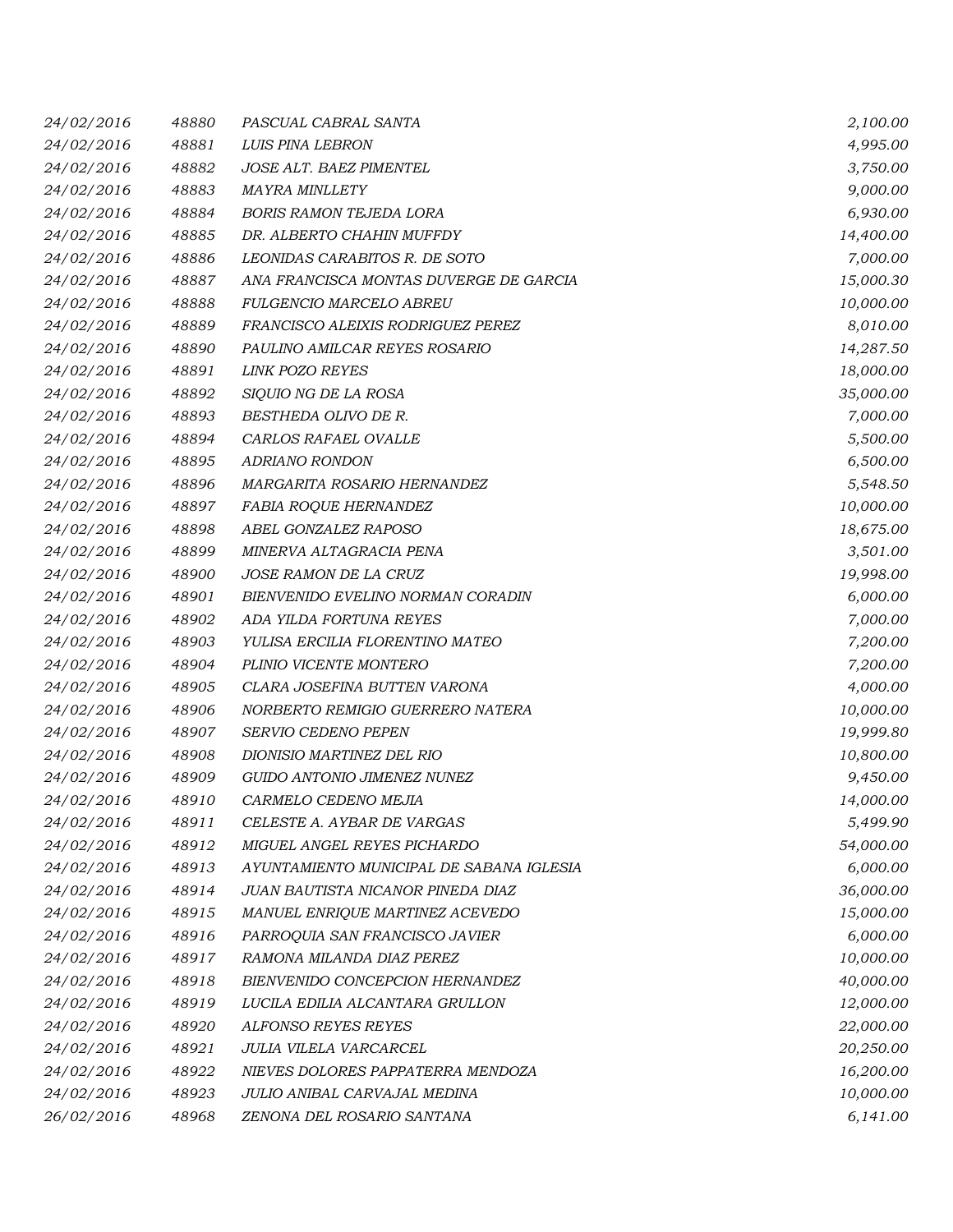| | | | |
|---|---|---|---|
| *24/02/2016* | *48880* | *PASCUAL CABRAL SANTA* | *2,100.00* |
| *24/02/2016* | *48881* | *LUIS PINA LEBRON* | *4,995.00* |
| *24/02/2016* | *48882* | *JOSE ALT. BAEZ PIMENTEL* | *3,750.00* |
| *24/02/2016* | *48883* | *MAYRA MINLLETY* | *9,000.00* |
| *24/02/2016* | *48884* | *BORIS RAMON TEJEDA LORA* | *6,930.00* |
| *24/02/2016* | *48885* | *DR. ALBERTO CHAHIN MUFFDY* | *14,400.00* |
| *24/02/2016* | *48886* | *LEONIDAS CARABITOS R. DE SOTO* | *7,000.00* |
| *24/02/2016* | *48887* | *ANA FRANCISCA MONTAS DUVERGE DE GARCIA* | *15,000.30* |
| *24/02/2016* | *48888* | *FULGENCIO MARCELO ABREU* | *10,000.00* |
| *24/02/2016* | *48889* | *FRANCISCO ALEIXIS RODRIGUEZ PEREZ* | *8,010.00* |
| *24/02/2016* | *48890* | *PAULINO AMILCAR REYES ROSARIO* | *14,287.50* |
| *24/02/2016* | *48891* | *LINK POZO REYES* | *18,000.00* |
| *24/02/2016* | *48892* | *SIQUIO NG DE LA ROSA* | *35,000.00* |
| *24/02/2016* | *48893* | *BESTHEDA OLIVO DE R.* | *7,000.00* |
| *24/02/2016* | *48894* | *CARLOS RAFAEL OVALLE* | *5,500.00* |
| *24/02/2016* | *48895* | *ADRIANO RONDON* | *6,500.00* |
| *24/02/2016* | *48896* | *MARGARITA ROSARIO HERNANDEZ* | *5,548.50* |
| *24/02/2016* | *48897* | *FABIA ROQUE HERNANDEZ* | *10,000.00* |
| *24/02/2016* | *48898* | *ABEL GONZALEZ RAPOSO* | *18,675.00* |
| *24/02/2016* | *48899* | *MINERVA ALTAGRACIA PENA* | *3,501.00* |
| *24/02/2016* | *48900* | *JOSE RAMON DE LA CRUZ* | *19,998.00* |
| *24/02/2016* | *48901* | *BIENVENIDO EVELINO NORMAN CORADIN* | *6,000.00* |
| *24/02/2016* | *48902* | *ADA YILDA FORTUNA REYES* | *7,000.00* |
| *24/02/2016* | *48903* | *YULISA ERCILIA FLORENTINO MATEO* | *7,200.00* |
| *24/02/2016* | *48904* | *PLINIO VICENTE MONTERO* | *7,200.00* |
| *24/02/2016* | *48905* | *CLARA JOSEFINA BUTTEN VARONA* | *4,000.00* |
| *24/02/2016* | *48906* | *NORBERTO REMIGIO GUERRERO NATERA* | *10,000.00* |
| *24/02/2016* | *48907* | *SERVIO CEDENO PEPEN* | *19,999.80* |
| *24/02/2016* | *48908* | *DIONISIO MARTINEZ DEL RIO* | *10,800.00* |
| *24/02/2016* | *48909* | *GUIDO ANTONIO JIMENEZ NUNEZ* | *9,450.00* |
| *24/02/2016* | *48910* | *CARMELO CEDENO MEJIA* | *14,000.00* |
| *24/02/2016* | *48911* | *CELESTE A. AYBAR DE VARGAS* | *5,499.90* |
| *24/02/2016* | *48912* | *MIGUEL ANGEL REYES PICHARDO* | *54,000.00* |
| *24/02/2016* | *48913* | *AYUNTAMIENTO MUNICIPAL DE SABANA IGLESIA* | *6,000.00* |
| *24/02/2016* | *48914* | *JUAN BAUTISTA NICANOR PINEDA DIAZ* | *36,000.00* |
| *24/02/2016* | *48915* | *MANUEL ENRIQUE MARTINEZ ACEVEDO* | *15,000.00* |
| *24/02/2016* | *48916* | *PARROQUIA SAN FRANCISCO JAVIER* | *6,000.00* |
| *24/02/2016* | *48917* | *RAMONA MILANDA DIAZ PEREZ* | *10,000.00* |
| *24/02/2016* | *48918* | *BIENVENIDO CONCEPCION HERNANDEZ* | *40,000.00* |
| *24/02/2016* | *48919* | *LUCILA EDILIA ALCANTARA GRULLON* | *12,000.00* |
| *24/02/2016* | *48920* | *ALFONSO REYES REYES* | *22,000.00* |
| *24/02/2016* | *48921* | *JULIA VILELA VARCARCEL* | *20,250.00* |
| *24/02/2016* | *48922* | *NIEVES DOLORES PAPPATERRA MENDOZA* | *16,200.00* |
| *24/02/2016* | *48923* | *JULIO ANIBAL CARVAJAL MEDINA* | *10,000.00* |
| *26/02/2016* | *48968* | *ZENONA DEL ROSARIO SANTANA* | *6,141.00* |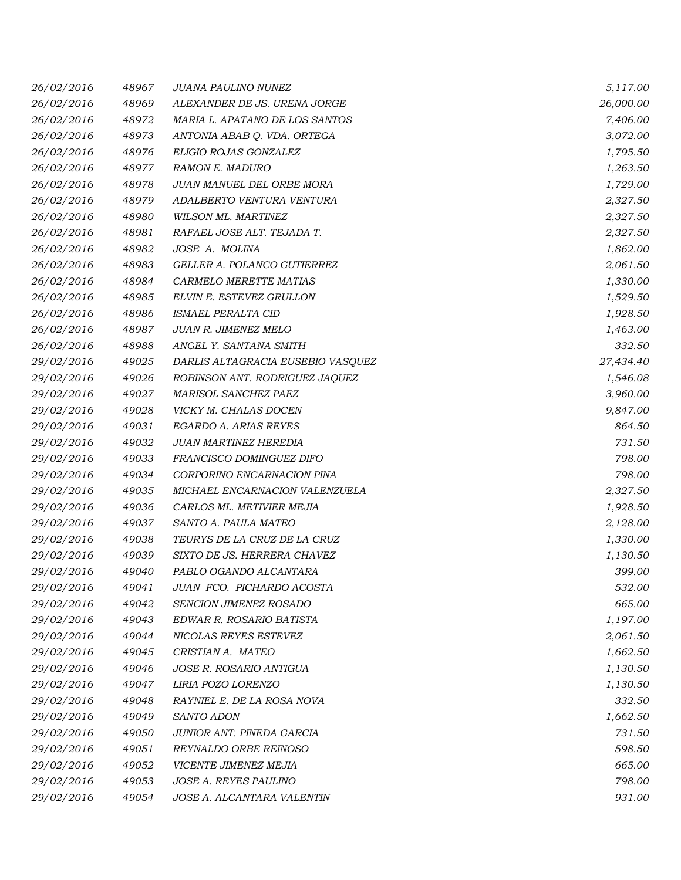| | | | |
|---|---|---|---|
| 26/02/2016 | 48967 | JUANA PAULINO NUNEZ | 5,117.00 |
| 26/02/2016 | 48969 | ALEXANDER DE JS. URENA JORGE | 26,000.00 |
| 26/02/2016 | 48972 | MARIA L. APATANO DE LOS SANTOS | 7,406.00 |
| 26/02/2016 | 48973 | ANTONIA ABAB Q. VDA. ORTEGA | 3,072.00 |
| 26/02/2016 | 48976 | ELIGIO ROJAS GONZALEZ | 1,795.50 |
| 26/02/2016 | 48977 | RAMON E. MADURO | 1,263.50 |
| 26/02/2016 | 48978 | JUAN MANUEL DEL ORBE MORA | 1,729.00 |
| 26/02/2016 | 48979 | ADALBERTO VENTURA VENTURA | 2,327.50 |
| 26/02/2016 | 48980 | WILSON ML. MARTINEZ | 2,327.50 |
| 26/02/2016 | 48981 | RAFAEL JOSE ALT. TEJADA T. | 2,327.50 |
| 26/02/2016 | 48982 | JOSE A. MOLINA | 1,862.00 |
| 26/02/2016 | 48983 | GELLER A. POLANCO GUTIERREZ | 2,061.50 |
| 26/02/2016 | 48984 | CARMELO MERETTE MATIAS | 1,330.00 |
| 26/02/2016 | 48985 | ELVIN E. ESTEVEZ GRULLON | 1,529.50 |
| 26/02/2016 | 48986 | ISMAEL PERALTA CID | 1,928.50 |
| 26/02/2016 | 48987 | JUAN R. JIMENEZ MELO | 1,463.00 |
| 26/02/2016 | 48988 | ANGEL Y. SANTANA SMITH | 332.50 |
| 29/02/2016 | 49025 | DARLIS ALTAGRACIA EUSEBIO VASQUEZ | 27,434.40 |
| 29/02/2016 | 49026 | ROBINSON ANT. RODRIGUEZ JAQUEZ | 1,546.08 |
| 29/02/2016 | 49027 | MARISOL SANCHEZ PAEZ | 3,960.00 |
| 29/02/2016 | 49028 | VICKY M. CHALAS DOCEN | 9,847.00 |
| 29/02/2016 | 49031 | EGARDO A. ARIAS REYES | 864.50 |
| 29/02/2016 | 49032 | JUAN MARTINEZ HEREDIA | 731.50 |
| 29/02/2016 | 49033 | FRANCISCO DOMINGUEZ DIFO | 798.00 |
| 29/02/2016 | 49034 | CORPORINO ENCARNACION PINA | 798.00 |
| 29/02/2016 | 49035 | MICHAEL ENCARNACION VALENZUELA | 2,327.50 |
| 29/02/2016 | 49036 | CARLOS ML. METIVIER MEJIA | 1,928.50 |
| 29/02/2016 | 49037 | SANTO A. PAULA MATEO | 2,128.00 |
| 29/02/2016 | 49038 | TEURYS DE LA CRUZ DE LA CRUZ | 1,330.00 |
| 29/02/2016 | 49039 | SIXTO DE JS. HERRERA CHAVEZ | 1,130.50 |
| 29/02/2016 | 49040 | PABLO OGANDO ALCANTARA | 399.00 |
| 29/02/2016 | 49041 | JUAN FCO. PICHARDO ACOSTA | 532.00 |
| 29/02/2016 | 49042 | SENCION JIMENEZ ROSADO | 665.00 |
| 29/02/2016 | 49043 | EDWAR R. ROSARIO BATISTA | 1,197.00 |
| 29/02/2016 | 49044 | NICOLAS REYES ESTEVEZ | 2,061.50 |
| 29/02/2016 | 49045 | CRISTIAN A. MATEO | 1,662.50 |
| 29/02/2016 | 49046 | JOSE R. ROSARIO ANTIGUA | 1,130.50 |
| 29/02/2016 | 49047 | LIRIA POZO LORENZO | 1,130.50 |
| 29/02/2016 | 49048 | RAYNIEL E. DE LA ROSA NOVA | 332.50 |
| 29/02/2016 | 49049 | SANTO ADON | 1,662.50 |
| 29/02/2016 | 49050 | JUNIOR ANT. PINEDA GARCIA | 731.50 |
| 29/02/2016 | 49051 | REYNALDO ORBE REINOSO | 598.50 |
| 29/02/2016 | 49052 | VICENTE JIMENEZ MEJIA | 665.00 |
| 29/02/2016 | 49053 | JOSE A. REYES PAULINO | 798.00 |
| 29/02/2016 | 49054 | JOSE A. ALCANTARA VALENTIN | 931.00 |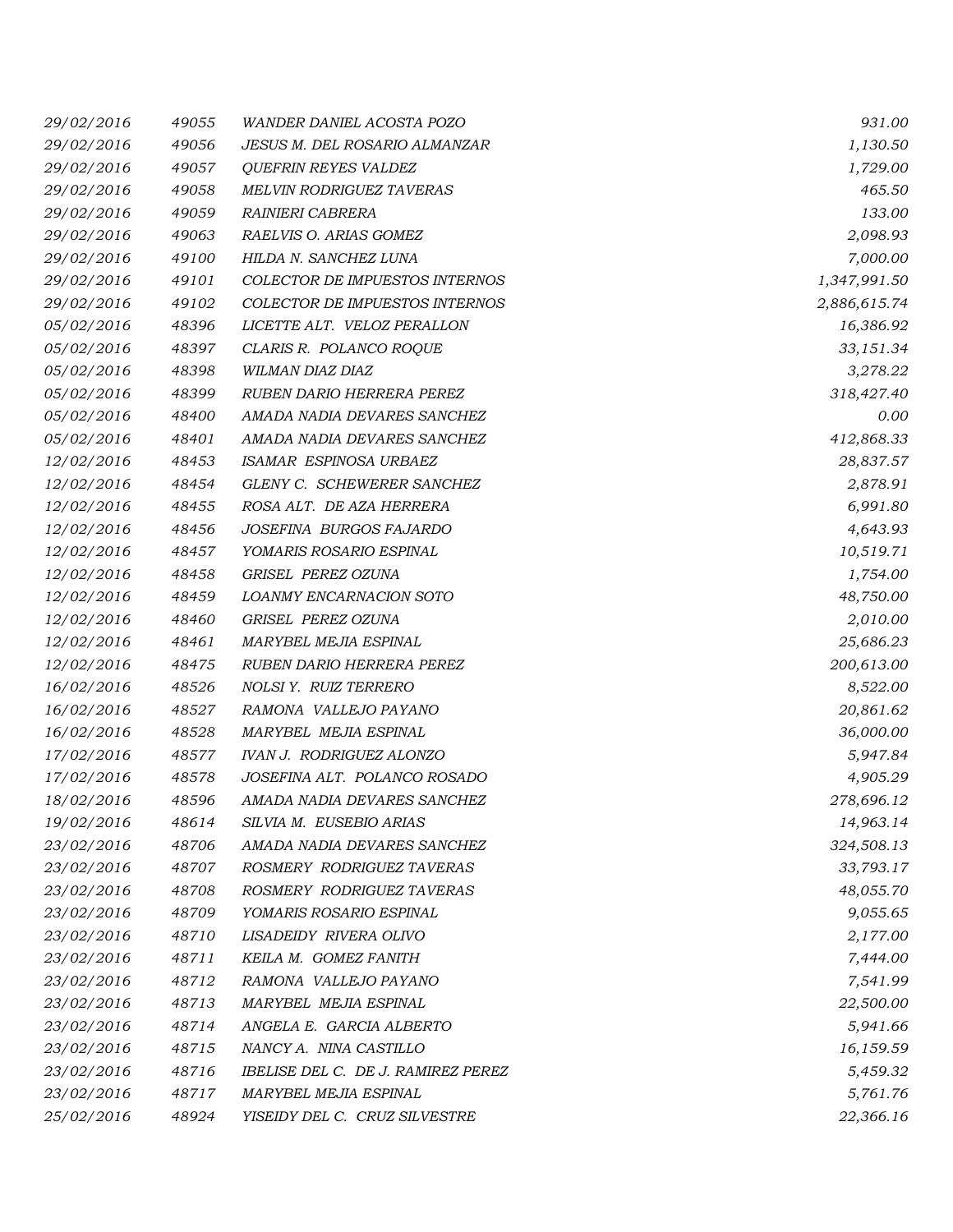| | | | |
|---|---|---|---|
| 29/02/2016 | 49055 | WANDER DANIEL ACOSTA POZO | 931.00 |
| 29/02/2016 | 49056 | JESUS M. DEL ROSARIO ALMANZAR | 1,130.50 |
| 29/02/2016 | 49057 | QUEFRIN REYES VALDEZ | 1,729.00 |
| 29/02/2016 | 49058 | MELVIN RODRIGUEZ TAVERAS | 465.50 |
| 29/02/2016 | 49059 | RAINIERI CABRERA | 133.00 |
| 29/02/2016 | 49063 | RAELVIS O. ARIAS GOMEZ | 2,098.93 |
| 29/02/2016 | 49100 | HILDA N. SANCHEZ LUNA | 7,000.00 |
| 29/02/2016 | 49101 | COLECTOR DE IMPUESTOS INTERNOS | 1,347,991.50 |
| 29/02/2016 | 49102 | COLECTOR DE IMPUESTOS INTERNOS | 2,886,615.74 |
| 05/02/2016 | 48396 | LICETTE ALT. VELOZ PERALLON | 16,386.92 |
| 05/02/2016 | 48397 | CLARIS R. POLANCO ROQUE | 33,151.34 |
| 05/02/2016 | 48398 | WILMAN DIAZ DIAZ | 3,278.22 |
| 05/02/2016 | 48399 | RUBEN DARIO HERRERA PEREZ | 318,427.40 |
| 05/02/2016 | 48400 | AMADA NADIA DEVARES SANCHEZ | 0.00 |
| 05/02/2016 | 48401 | AMADA NADIA DEVARES SANCHEZ | 412,868.33 |
| 12/02/2016 | 48453 | ISAMAR ESPINOSA URBAEZ | 28,837.57 |
| 12/02/2016 | 48454 | GLENY C. SCHEWERER SANCHEZ | 2,878.91 |
| 12/02/2016 | 48455 | ROSA ALT. DE AZA HERRERA | 6,991.80 |
| 12/02/2016 | 48456 | JOSEFINA BURGOS FAJARDO | 4,643.93 |
| 12/02/2016 | 48457 | YOMARIS ROSARIO ESPINAL | 10,519.71 |
| 12/02/2016 | 48458 | GRISEL PEREZ OZUNA | 1,754.00 |
| 12/02/2016 | 48459 | LOANMY ENCARNACION SOTO | 48,750.00 |
| 12/02/2016 | 48460 | GRISEL PEREZ OZUNA | 2,010.00 |
| 12/02/2016 | 48461 | MARYBEL MEJIA ESPINAL | 25,686.23 |
| 12/02/2016 | 48475 | RUBEN DARIO HERRERA PEREZ | 200,613.00 |
| 16/02/2016 | 48526 | NOLSI Y. RUIZ TERRERO | 8,522.00 |
| 16/02/2016 | 48527 | RAMONA VALLEJO PAYANO | 20,861.62 |
| 16/02/2016 | 48528 | MARYBEL MEJIA ESPINAL | 36,000.00 |
| 17/02/2016 | 48577 | IVAN J. RODRIGUEZ ALONZO | 5,947.84 |
| 17/02/2016 | 48578 | JOSEFINA ALT. POLANCO ROSADO | 4,905.29 |
| 18/02/2016 | 48596 | AMADA NADIA DEVARES SANCHEZ | 278,696.12 |
| 19/02/2016 | 48614 | SILVIA M. EUSEBIO ARIAS | 14,963.14 |
| 23/02/2016 | 48706 | AMADA NADIA DEVARES SANCHEZ | 324,508.13 |
| 23/02/2016 | 48707 | ROSMERY RODRIGUEZ TAVERAS | 33,793.17 |
| 23/02/2016 | 48708 | ROSMERY RODRIGUEZ TAVERAS | 48,055.70 |
| 23/02/2016 | 48709 | YOMARIS ROSARIO ESPINAL | 9,055.65 |
| 23/02/2016 | 48710 | LISADEIDY RIVERA OLIVO | 2,177.00 |
| 23/02/2016 | 48711 | KEILA M. GOMEZ FANITH | 7,444.00 |
| 23/02/2016 | 48712 | RAMONA VALLEJO PAYANO | 7,541.99 |
| 23/02/2016 | 48713 | MARYBEL MEJIA ESPINAL | 22,500.00 |
| 23/02/2016 | 48714 | ANGELA E. GARCIA ALBERTO | 5,941.66 |
| 23/02/2016 | 48715 | NANCY A. NINA CASTILLO | 16,159.59 |
| 23/02/2016 | 48716 | IBELISE DEL C. DE J. RAMIREZ PEREZ | 5,459.32 |
| 23/02/2016 | 48717 | MARYBEL MEJIA ESPINAL | 5,761.76 |
| 25/02/2016 | 48924 | YISEIDY DEL C. CRUZ SILVESTRE | 22,366.16 |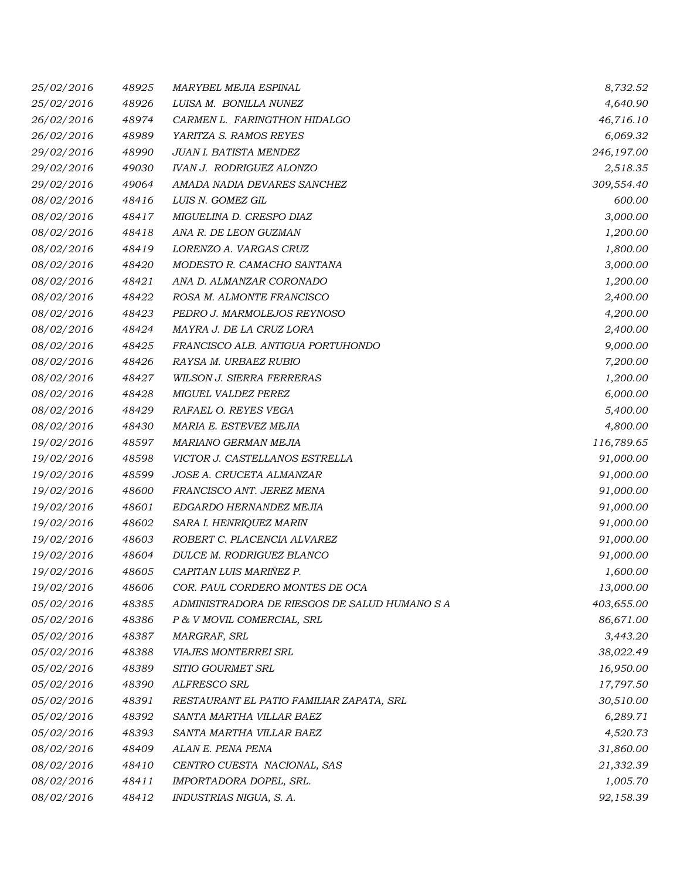| | | | |
|---|---|---|---|
| *25/02/2016* | *48925* | *MARYBEL MEJIA ESPINAL* | *8,732.52* |
| *25/02/2016* | *48926* | *LUISA M. BONILLA NUNEZ* | *4,640.90* |
| *26/02/2016* | *48974* | *CARMEN L. FARINGTHON HIDALGO* | *46,716.10* |
| *26/02/2016* | *48989* | *YARITZA S. RAMOS REYES* | *6,069.32* |
| *29/02/2016* | *48990* | *JUAN I. BATISTA MENDEZ* | *246,197.00* |
| *29/02/2016* | *49030* | *IVAN J. RODRIGUEZ ALONZO* | *2,518.35* |
| *29/02/2016* | *49064* | *AMADA NADIA DEVARES SANCHEZ* | *309,554.40* |
| *08/02/2016* | *48416* | *LUIS N. GOMEZ GIL* | *600.00* |
| *08/02/2016* | *48417* | *MIGUELINA D. CRESPO DIAZ* | *3,000.00* |
| *08/02/2016* | *48418* | *ANA R. DE LEON GUZMAN* | *1,200.00* |
| *08/02/2016* | *48419* | *LORENZO A. VARGAS CRUZ* | *1,800.00* |
| *08/02/2016* | *48420* | *MODESTO R. CAMACHO SANTANA* | *3,000.00* |
| *08/02/2016* | *48421* | *ANA D. ALMANZAR CORONADO* | *1,200.00* |
| *08/02/2016* | *48422* | *ROSA M. ALMONTE FRANCISCO* | *2,400.00* |
| *08/02/2016* | *48423* | *PEDRO J. MARMOLEJOS REYNOSO* | *4,200.00* |
| *08/02/2016* | *48424* | *MAYRA J. DE LA CRUZ LORA* | *2,400.00* |
| *08/02/2016* | *48425* | *FRANCISCO ALB. ANTIGUA PORTUHONDO* | *9,000.00* |
| *08/02/2016* | *48426* | *RAYSA M. URBAEZ RUBIO* | *7,200.00* |
| *08/02/2016* | *48427* | *WILSON J. SIERRA FERRERAS* | *1,200.00* |
| *08/02/2016* | *48428* | *MIGUEL VALDEZ PEREZ* | *6,000.00* |
| *08/02/2016* | *48429* | *RAFAEL O. REYES VEGA* | *5,400.00* |
| *08/02/2016* | *48430* | *MARIA E. ESTEVEZ MEJIA* | *4,800.00* |
| *19/02/2016* | *48597* | *MARIANO GERMAN MEJIA* | *116,789.65* |
| *19/02/2016* | *48598* | *VICTOR J. CASTELLANOS ESTRELLA* | *91,000.00* |
| *19/02/2016* | *48599* | *JOSE A. CRUCETA ALMANZAR* | *91,000.00* |
| *19/02/2016* | *48600* | *FRANCISCO ANT. JEREZ MENA* | *91,000.00* |
| *19/02/2016* | *48601* | *EDGARDO HERNANDEZ MEJIA* | *91,000.00* |
| *19/02/2016* | *48602* | *SARA I. HENRIQUEZ MARIN* | *91,000.00* |
| *19/02/2016* | *48603* | *ROBERT C. PLACENCIA ALVAREZ* | *91,000.00* |
| *19/02/2016* | *48604* | *DULCE M. RODRIGUEZ BLANCO* | *91,000.00* |
| *19/02/2016* | *48605* | *CAPITAN LUIS MARIÑEZ P.* | *1,600.00* |
| *19/02/2016* | *48606* | *COR. PAUL CORDERO MONTES DE OCA* | *13,000.00* |
| *05/02/2016* | *48385* | *ADMINISTRADORA DE RIESGOS DE SALUD HUMANO S A* | *403,655.00* |
| *05/02/2016* | *48386* | *P & V MOVIL COMERCIAL, SRL* | *86,671.00* |
| *05/02/2016* | *48387* | *MARGRAF, SRL* | *3,443.20* |
| *05/02/2016* | *48388* | *VIAJES MONTERREI SRL* | *38,022.49* |
| *05/02/2016* | *48389* | *SITIO GOURMET SRL* | *16,950.00* |
| *05/02/2016* | *48390* | *ALFRESCO SRL* | *17,797.50* |
| *05/02/2016* | *48391* | *RESTAURANT EL PATIO FAMILIAR ZAPATA, SRL* | *30,510.00* |
| *05/02/2016* | *48392* | *SANTA MARTHA VILLAR BAEZ* | *6,289.71* |
| *05/02/2016* | *48393* | *SANTA MARTHA VILLAR BAEZ* | *4,520.73* |
| *08/02/2016* | *48409* | *ALAN E. PENA PENA* | *31,860.00* |
| *08/02/2016* | *48410* | *CENTRO CUESTA NACIONAL, SAS* | *21,332.39* |
| *08/02/2016* | *48411* | *IMPORTADORA DOPEL, SRL.* | *1,005.70* |
| *08/02/2016* | *48412* | *INDUSTRIAS NIGUA, S. A.* | *92,158.39* |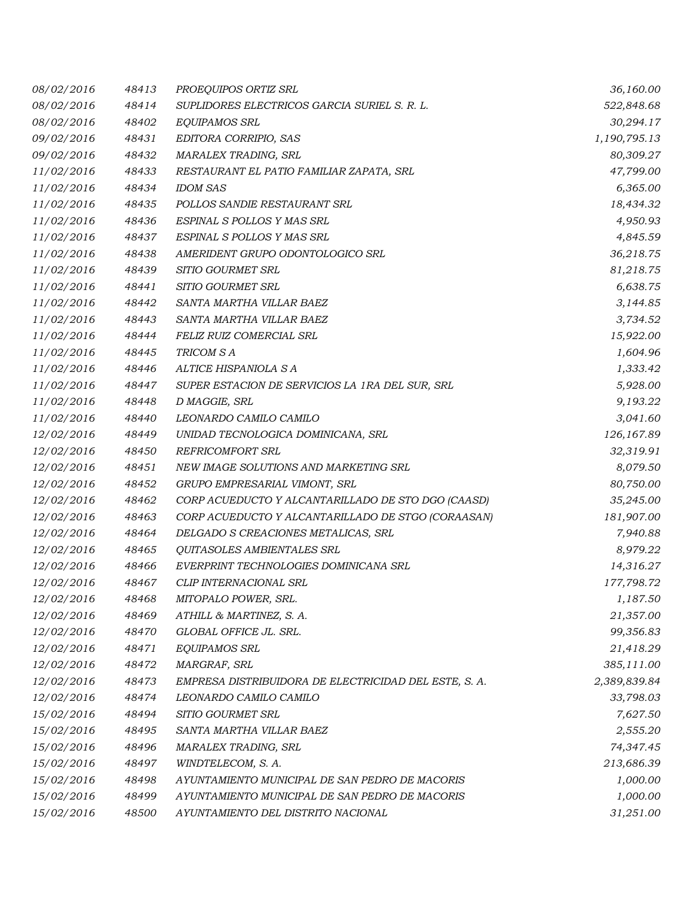| | | | |
|---|---|---|---|
| *08/02/2016* | *48413* | *PROEQUIPOS ORTIZ SRL* | *36,160.00* |
| *08/02/2016* | *48414* | *SUPLIDORES ELECTRICOS GARCIA SURIEL S. R. L.* | *522,848.68* |
| *08/02/2016* | *48402* | *EQUIPAMOS SRL* | *30,294.17* |
| *09/02/2016* | *48431* | *EDITORA CORRIPIO, SAS* | *1,190,795.13* |
| *09/02/2016* | *48432* | *MARALEX TRADING, SRL* | *80,309.27* |
| *11/02/2016* | *48433* | *RESTAURANT EL PATIO FAMILIAR ZAPATA, SRL* | *47,799.00* |
| *11/02/2016* | *48434* | *IDOM SAS* | *6,365.00* |
| *11/02/2016* | *48435* | *POLLOS SANDIE RESTAURANT SRL* | *18,434.32* |
| *11/02/2016* | *48436* | *ESPINAL S POLLOS Y MAS SRL* | *4,950.93* |
| *11/02/2016* | *48437* | *ESPINAL S POLLOS Y MAS SRL* | *4,845.59* |
| *11/02/2016* | *48438* | *AMERIDENT GRUPO ODONTOLOGICO SRL* | *36,218.75* |
| *11/02/2016* | *48439* | *SITIO GOURMET SRL* | *81,218.75* |
| *11/02/2016* | *48441* | *SITIO GOURMET SRL* | *6,638.75* |
| *11/02/2016* | *48442* | *SANTA MARTHA VILLAR BAEZ* | *3,144.85* |
| *11/02/2016* | *48443* | *SANTA MARTHA VILLAR BAEZ* | *3,734.52* |
| *11/02/2016* | *48444* | *FELIZ RUIZ COMERCIAL SRL* | *15,922.00* |
| *11/02/2016* | *48445* | *TRICOM S A* | *1,604.96* |
| *11/02/2016* | *48446* | *ALTICE HISPANIOLA S A* | *1,333.42* |
| *11/02/2016* | *48447* | *SUPER ESTACION DE SERVICIOS LA 1RA DEL SUR, SRL* | *5,928.00* |
| *11/02/2016* | *48448* | *D MAGGIE, SRL* | *9,193.22* |
| *11/02/2016* | *48440* | *LEONARDO CAMILO CAMILO* | *3,041.60* |
| *12/02/2016* | *48449* | *UNIDAD TECNOLOGICA DOMINICANA, SRL* | *126,167.89* |
| *12/02/2016* | *48450* | *REFRICOMFORT SRL* | *32,319.91* |
| *12/02/2016* | *48451* | *NEW IMAGE SOLUTIONS AND MARKETING SRL* | *8,079.50* |
| *12/02/2016* | *48452* | *GRUPO EMPRESARIAL VIMONT, SRL* | *80,750.00* |
| *12/02/2016* | *48462* | *CORP ACUEDUCTO Y ALCANTARILLADO DE STO DGO (CAASD)* | *35,245.00* |
| *12/02/2016* | *48463* | *CORP ACUEDUCTO Y ALCANTARILLADO DE STGO (CORAASAN)* | *181,907.00* |
| *12/02/2016* | *48464* | *DELGADO S CREACIONES METALICAS, SRL* | *7,940.88* |
| *12/02/2016* | *48465* | *QUITASOLES AMBIENTALES SRL* | *8,979.22* |
| *12/02/2016* | *48466* | *EVERPRINT TECHNOLOGIES DOMINICANA SRL* | *14,316.27* |
| *12/02/2016* | *48467* | *CLIP INTERNACIONAL SRL* | *177,798.72* |
| *12/02/2016* | *48468* | *MITOPALO POWER, SRL.* | *1,187.50* |
| *12/02/2016* | *48469* | *ATHILL & MARTINEZ, S. A.* | *21,357.00* |
| *12/02/2016* | *48470* | *GLOBAL OFFICE JL. SRL.* | *99,356.83* |
| *12/02/2016* | *48471* | *EQUIPAMOS SRL* | *21,418.29* |
| *12/02/2016* | *48472* | *MARGRAF, SRL* | *385,111.00* |
| *12/02/2016* | *48473* | *EMPRESA DISTRIBUIDORA DE ELECTRICIDAD DEL ESTE, S. A.* | *2,389,839.84* |
| *12/02/2016* | *48474* | *LEONARDO CAMILO CAMILO* | *33,798.03* |
| *15/02/2016* | *48494* | *SITIO GOURMET SRL* | *7,627.50* |
| *15/02/2016* | *48495* | *SANTA MARTHA VILLAR BAEZ* | *2,555.20* |
| *15/02/2016* | *48496* | *MARALEX TRADING, SRL* | *74,347.45* |
| *15/02/2016* | *48497* | *WINDTELECOM, S. A.* | *213,686.39* |
| *15/02/2016* | *48498* | *AYUNTAMIENTO MUNICIPAL DE SAN PEDRO DE MACORIS* | *1,000.00* |
| *15/02/2016* | *48499* | *AYUNTAMIENTO MUNICIPAL DE SAN PEDRO DE MACORIS* | *1,000.00* |
| *15/02/2016* | *48500* | *AYUNTAMIENTO DEL DISTRITO NACIONAL* | *31,251.00* |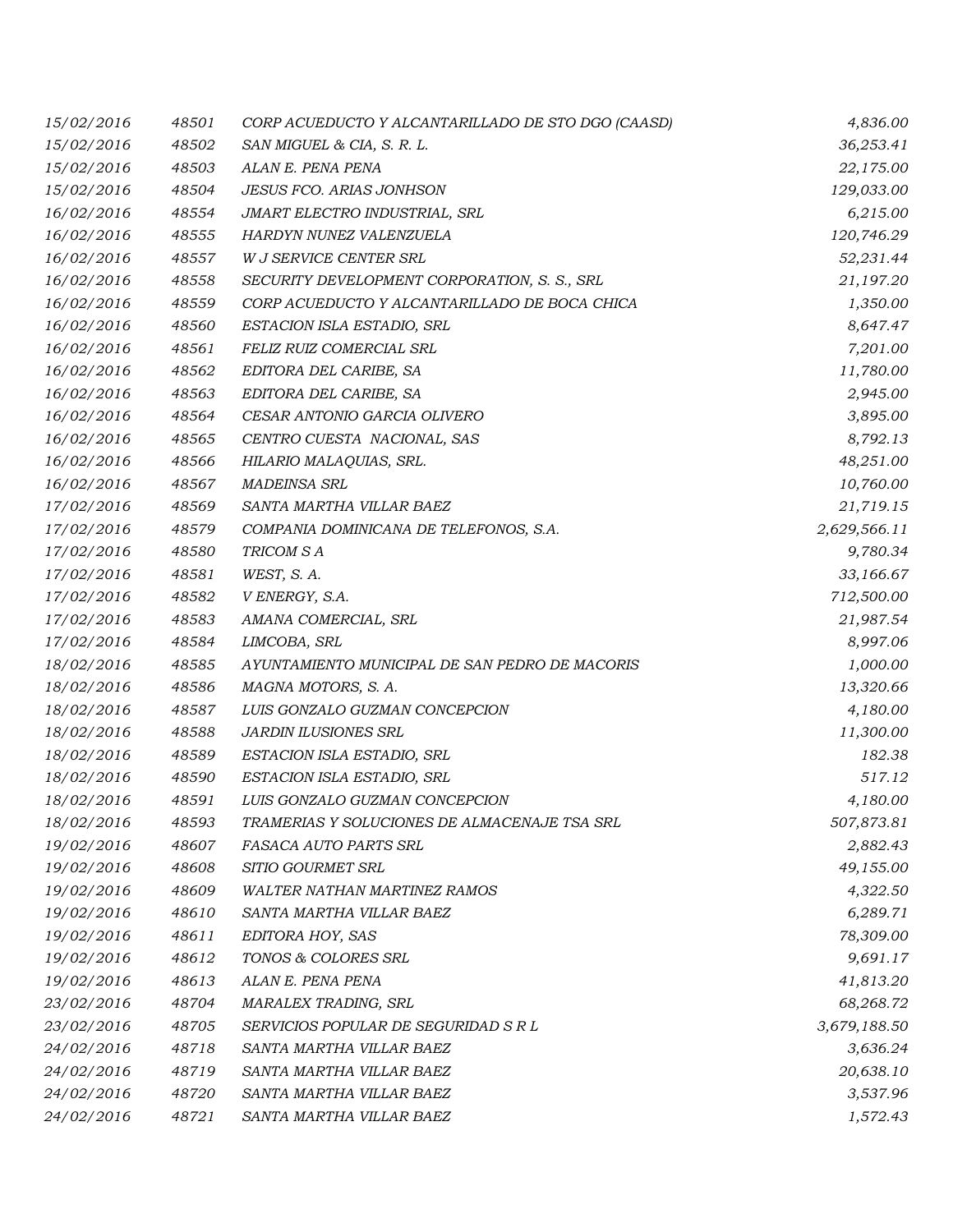| | | | |
|---|---|---|---|
| *15/02/2016* | *48501* | *CORP ACUEDUCTO Y ALCANTARILLADO DE STO DGO (CAASD)* | *4,836.00* |
| *15/02/2016* | *48502* | *SAN MIGUEL & CIA, S. R. L.* | *36,253.41* |
| *15/02/2016* | *48503* | *ALAN E. PENA PENA* | *22,175.00* |
| *15/02/2016* | *48504* | *JESUS FCO. ARIAS JONHSON* | *129,033.00* |
| *16/02/2016* | *48554* | *JMART ELECTRO INDUSTRIAL, SRL* | *6,215.00* |
| *16/02/2016* | *48555* | *HARDYN NUNEZ VALENZUELA* | *120,746.29* |
| *16/02/2016* | *48557* | *W J SERVICE CENTER SRL* | *52,231.44* |
| *16/02/2016* | *48558* | *SECURITY DEVELOPMENT CORPORATION, S. S., SRL* | *21,197.20* |
| *16/02/2016* | *48559* | *CORP ACUEDUCTO Y ALCANTARILLADO DE BOCA CHICA* | *1,350.00* |
| *16/02/2016* | *48560* | *ESTACION ISLA ESTADIO, SRL* | *8,647.47* |
| *16/02/2016* | *48561* | *FELIZ RUIZ COMERCIAL SRL* | *7,201.00* |
| *16/02/2016* | *48562* | *EDITORA DEL CARIBE, SA* | *11,780.00* |
| *16/02/2016* | *48563* | *EDITORA DEL CARIBE, SA* | *2,945.00* |
| *16/02/2016* | *48564* | *CESAR ANTONIO GARCIA OLIVERO* | *3,895.00* |
| *16/02/2016* | *48565* | *CENTRO CUESTA NACIONAL, SAS* | *8,792.13* |
| *16/02/2016* | *48566* | *HILARIO MALAQUIAS, SRL.* | *48,251.00* |
| *16/02/2016* | *48567* | *MADEINSA SRL* | *10,760.00* |
| *17/02/2016* | *48569* | *SANTA MARTHA VILLAR BAEZ* | *21,719.15* |
| *17/02/2016* | *48579* | *COMPANIA DOMINICANA DE TELEFONOS, S.A.* | *2,629,566.11* |
| *17/02/2016* | *48580* | *TRICOM S A* | *9,780.34* |
| *17/02/2016* | *48581* | *WEST, S. A.* | *33,166.67* |
| *17/02/2016* | *48582* | *V ENERGY, S.A.* | *712,500.00* |
| *17/02/2016* | *48583* | *AMANA COMERCIAL, SRL* | *21,987.54* |
| *17/02/2016* | *48584* | *LIMCOBA, SRL* | *8,997.06* |
| *18/02/2016* | *48585* | *AYUNTAMIENTO MUNICIPAL DE SAN PEDRO DE MACORIS* | *1,000.00* |
| *18/02/2016* | *48586* | *MAGNA MOTORS, S. A.* | *13,320.66* |
| *18/02/2016* | *48587* | *LUIS GONZALO GUZMAN CONCEPCION* | *4,180.00* |
| *18/02/2016* | *48588* | *JARDIN ILUSIONES SRL* | *11,300.00* |
| *18/02/2016* | *48589* | *ESTACION ISLA ESTADIO, SRL* | *182.38* |
| *18/02/2016* | *48590* | *ESTACION ISLA ESTADIO, SRL* | *517.12* |
| *18/02/2016* | *48591* | *LUIS GONZALO GUZMAN CONCEPCION* | *4,180.00* |
| *18/02/2016* | *48593* | *TRAMERIAS Y SOLUCIONES DE ALMACENAJE TSA SRL* | *507,873.81* |
| *19/02/2016* | *48607* | *FASACA AUTO PARTS SRL* | *2,882.43* |
| *19/02/2016* | *48608* | *SITIO GOURMET SRL* | *49,155.00* |
| *19/02/2016* | *48609* | *WALTER NATHAN MARTINEZ RAMOS* | *4,322.50* |
| *19/02/2016* | *48610* | *SANTA MARTHA VILLAR BAEZ* | *6,289.71* |
| *19/02/2016* | *48611* | *EDITORA HOY, SAS* | *78,309.00* |
| *19/02/2016* | *48612* | *TONOS & COLORES SRL* | *9,691.17* |
| *19/02/2016* | *48613* | *ALAN E. PENA PENA* | *41,813.20* |
| *23/02/2016* | *48704* | *MARALEX TRADING, SRL* | *68,268.72* |
| *23/02/2016* | *48705* | *SERVICIOS POPULAR DE SEGURIDAD S R L* | *3,679,188.50* |
| *24/02/2016* | *48718* | *SANTA MARTHA VILLAR BAEZ* | *3,636.24* |
| *24/02/2016* | *48719* | *SANTA MARTHA VILLAR BAEZ* | *20,638.10* |
| *24/02/2016* | *48720* | *SANTA MARTHA VILLAR BAEZ* | *3,537.96* |
| *24/02/2016* | *48721* | *SANTA MARTHA VILLAR BAEZ* | *1,572.43* |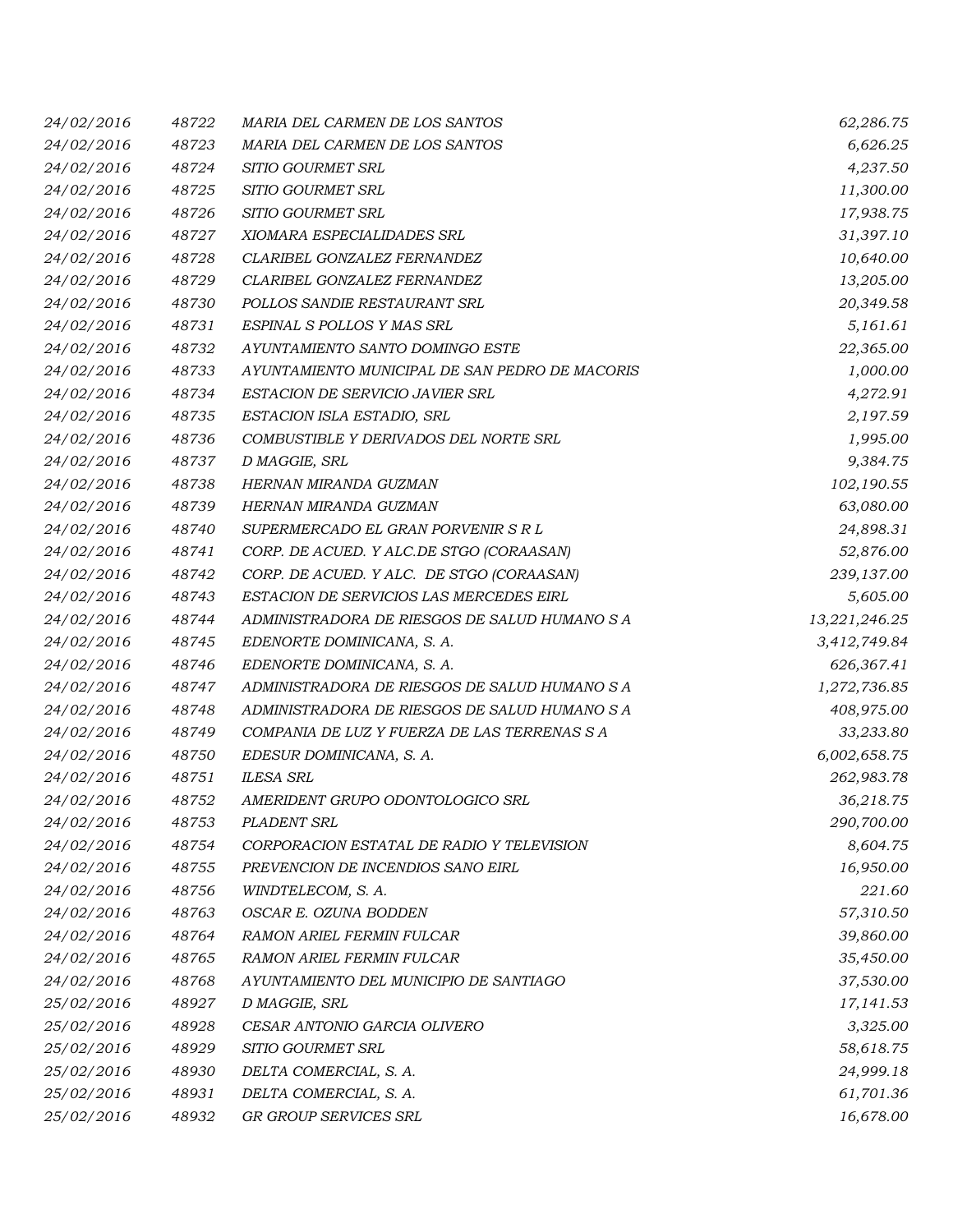| | | | |
|---|---|---|---|
| *24/02/2016* | *48722* | *MARIA DEL CARMEN DE LOS SANTOS* | *62,286.75* |
| *24/02/2016* | *48723* | *MARIA DEL CARMEN DE LOS SANTOS* | *6,626.25* |
| *24/02/2016* | *48724* | *SITIO GOURMET SRL* | *4,237.50* |
| *24/02/2016* | *48725* | *SITIO GOURMET SRL* | *11,300.00* |
| *24/02/2016* | *48726* | *SITIO GOURMET SRL* | *17,938.75* |
| *24/02/2016* | *48727* | *XIOMARA ESPECIALIDADES SRL* | *31,397.10* |
| *24/02/2016* | *48728* | *CLARIBEL GONZALEZ FERNANDEZ* | *10,640.00* |
| *24/02/2016* | *48729* | *CLARIBEL GONZALEZ FERNANDEZ* | *13,205.00* |
| *24/02/2016* | *48730* | *POLLOS SANDIE RESTAURANT SRL* | *20,349.58* |
| *24/02/2016* | *48731* | *ESPINAL S POLLOS Y MAS SRL* | *5,161.61* |
| *24/02/2016* | *48732* | *AYUNTAMIENTO SANTO DOMINGO ESTE* | *22,365.00* |
| *24/02/2016* | *48733* | *AYUNTAMIENTO MUNICIPAL DE SAN PEDRO DE MACORIS* | *1,000.00* |
| *24/02/2016* | *48734* | *ESTACION DE SERVICIO JAVIER SRL* | *4,272.91* |
| *24/02/2016* | *48735* | *ESTACION ISLA ESTADIO, SRL* | *2,197.59* |
| *24/02/2016* | *48736* | *COMBUSTIBLE Y DERIVADOS DEL NORTE SRL* | *1,995.00* |
| *24/02/2016* | *48737* | *D MAGGIE, SRL* | *9,384.75* |
| *24/02/2016* | *48738* | *HERNAN MIRANDA GUZMAN* | *102,190.55* |
| *24/02/2016* | *48739* | *HERNAN MIRANDA GUZMAN* | *63,080.00* |
| *24/02/2016* | *48740* | *SUPERMERCADO EL GRAN PORVENIR S R L* | *24,898.31* |
| *24/02/2016* | *48741* | *CORP. DE ACUED. Y ALC.DE STGO (CORAASAN)* | *52,876.00* |
| *24/02/2016* | *48742* | *CORP. DE ACUED. Y ALC.  DE STGO (CORAASAN)* | *239,137.00* |
| *24/02/2016* | *48743* | *ESTACION DE SERVICIOS LAS MERCEDES EIRL* | *5,605.00* |
| *24/02/2016* | *48744* | *ADMINISTRADORA DE RIESGOS DE SALUD HUMANO S A* | *13,221,246.25* |
| *24/02/2016* | *48745* | *EDENORTE DOMINICANA, S. A.* | *3,412,749.84* |
| *24/02/2016* | *48746* | *EDENORTE DOMINICANA, S. A.* | *626,367.41* |
| *24/02/2016* | *48747* | *ADMINISTRADORA DE RIESGOS DE SALUD HUMANO S A* | *1,272,736.85* |
| *24/02/2016* | *48748* | *ADMINISTRADORA DE RIESGOS DE SALUD HUMANO S A* | *408,975.00* |
| *24/02/2016* | *48749* | *COMPANIA DE LUZ Y FUERZA DE LAS TERRENAS S A* | *33,233.80* |
| *24/02/2016* | *48750* | *EDESUR DOMINICANA, S. A.* | *6,002,658.75* |
| *24/02/2016* | *48751* | *ILESA SRL* | *262,983.78* |
| *24/02/2016* | *48752* | *AMERIDENT GRUPO ODONTOLOGICO SRL* | *36,218.75* |
| *24/02/2016* | *48753* | *PLADENT SRL* | *290,700.00* |
| *24/02/2016* | *48754* | *CORPORACION ESTATAL DE RADIO Y TELEVISION* | *8,604.75* |
| *24/02/2016* | *48755* | *PREVENCION DE INCENDIOS SANO EIRL* | *16,950.00* |
| *24/02/2016* | *48756* | *WINDTELECOM, S. A.* | *221.60* |
| *24/02/2016* | *48763* | *OSCAR E. OZUNA BODDEN* | *57,310.50* |
| *24/02/2016* | *48764* | *RAMON ARIEL FERMIN FULCAR* | *39,860.00* |
| *24/02/2016* | *48765* | *RAMON ARIEL FERMIN FULCAR* | *35,450.00* |
| *24/02/2016* | *48768* | *AYUNTAMIENTO DEL MUNICIPIO DE SANTIAGO* | *37,530.00* |
| *25/02/2016* | *48927* | *D MAGGIE, SRL* | *17,141.53* |
| *25/02/2016* | *48928* | *CESAR ANTONIO GARCIA OLIVERO* | *3,325.00* |
| *25/02/2016* | *48929* | *SITIO GOURMET SRL* | *58,618.75* |
| *25/02/2016* | *48930* | *DELTA COMERCIAL, S. A.* | *24,999.18* |
| *25/02/2016* | *48931* | *DELTA COMERCIAL, S. A.* | *61,701.36* |
| *25/02/2016* | *48932* | *GR GROUP SERVICES SRL* | *16,678.00* |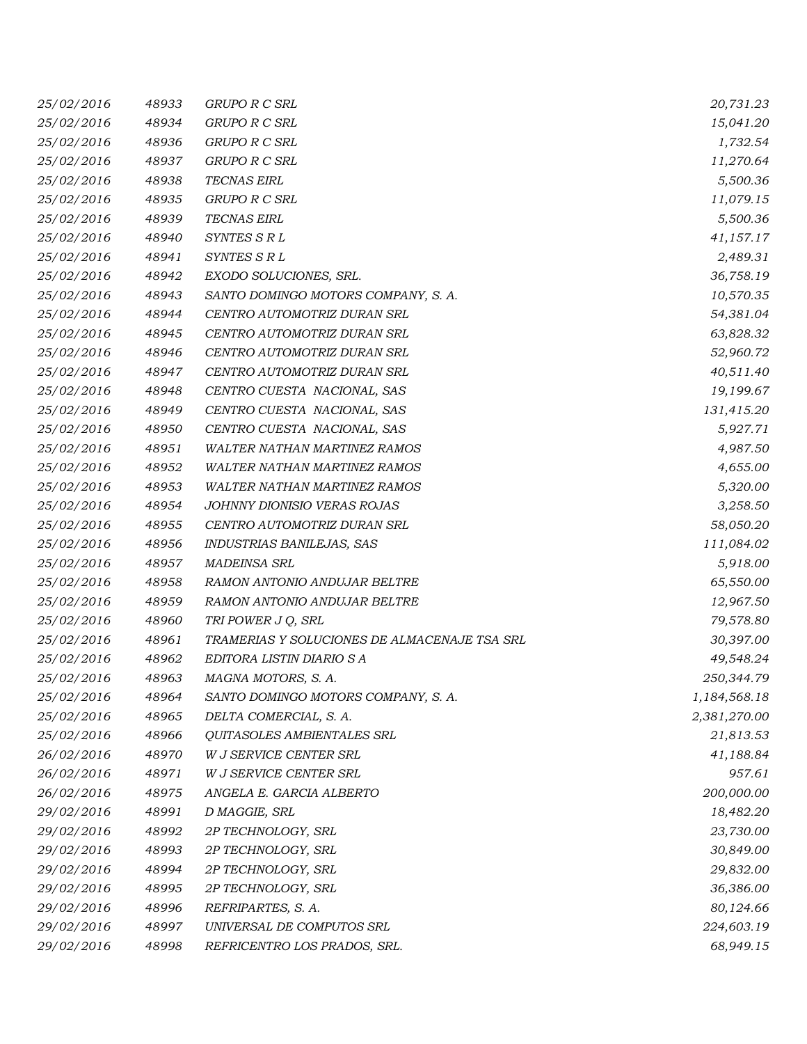| | | | |
|---|---|---|---|
| *25/02/2016* | *48933* | *GRUPO R C SRL* | *20,731.23* |
| *25/02/2016* | *48934* | *GRUPO R C SRL* | *15,041.20* |
| *25/02/2016* | *48936* | *GRUPO R C SRL* | *1,732.54* |
| *25/02/2016* | *48937* | *GRUPO R C SRL* | *11,270.64* |
| *25/02/2016* | *48938* | *TECNAS EIRL* | *5,500.36* |
| *25/02/2016* | *48935* | *GRUPO R C SRL* | *11,079.15* |
| *25/02/2016* | *48939* | *TECNAS EIRL* | *5,500.36* |
| *25/02/2016* | *48940* | *SYNTES S R L* | *41,157.17* |
| *25/02/2016* | *48941* | *SYNTES S R L* | *2,489.31* |
| *25/02/2016* | *48942* | *EXODO SOLUCIONES, SRL.* | *36,758.19* |
| *25/02/2016* | *48943* | *SANTO DOMINGO MOTORS COMPANY, S. A.* | *10,570.35* |
| *25/02/2016* | *48944* | *CENTRO AUTOMOTRIZ DURAN SRL* | *54,381.04* |
| *25/02/2016* | *48945* | *CENTRO AUTOMOTRIZ DURAN SRL* | *63,828.32* |
| *25/02/2016* | *48946* | *CENTRO AUTOMOTRIZ DURAN SRL* | *52,960.72* |
| *25/02/2016* | *48947* | *CENTRO AUTOMOTRIZ DURAN SRL* | *40,511.40* |
| *25/02/2016* | *48948* | *CENTRO CUESTA NACIONAL, SAS* | *19,199.67* |
| *25/02/2016* | *48949* | *CENTRO CUESTA NACIONAL, SAS* | *131,415.20* |
| *25/02/2016* | *48950* | *CENTRO CUESTA NACIONAL, SAS* | *5,927.71* |
| *25/02/2016* | *48951* | *WALTER NATHAN MARTINEZ RAMOS* | *4,987.50* |
| *25/02/2016* | *48952* | *WALTER NATHAN MARTINEZ RAMOS* | *4,655.00* |
| *25/02/2016* | *48953* | *WALTER NATHAN MARTINEZ RAMOS* | *5,320.00* |
| *25/02/2016* | *48954* | *JOHNNY DIONISIO VERAS ROJAS* | *3,258.50* |
| *25/02/2016* | *48955* | *CENTRO AUTOMOTRIZ DURAN SRL* | *58,050.20* |
| *25/02/2016* | *48956* | *INDUSTRIAS BANILEJAS, SAS* | *111,084.02* |
| *25/02/2016* | *48957* | *MADEINSA SRL* | *5,918.00* |
| *25/02/2016* | *48958* | *RAMON ANTONIO ANDUJAR BELTRE* | *65,550.00* |
| *25/02/2016* | *48959* | *RAMON ANTONIO ANDUJAR BELTRE* | *12,967.50* |
| *25/02/2016* | *48960* | *TRI POWER J Q, SRL* | *79,578.80* |
| *25/02/2016* | *48961* | *TRAMERIAS Y SOLUCIONES DE ALMACENAJE TSA SRL* | *30,397.00* |
| *25/02/2016* | *48962* | *EDITORA LISTIN DIARIO S A* | *49,548.24* |
| *25/02/2016* | *48963* | *MAGNA MOTORS, S. A.* | *250,344.79* |
| *25/02/2016* | *48964* | *SANTO DOMINGO MOTORS COMPANY, S. A.* | *1,184,568.18* |
| *25/02/2016* | *48965* | *DELTA COMERCIAL, S. A.* | *2,381,270.00* |
| *25/02/2016* | *48966* | *QUITASOLES AMBIENTALES SRL* | *21,813.53* |
| *26/02/2016* | *48970* | *W J SERVICE CENTER SRL* | *41,188.84* |
| *26/02/2016* | *48971* | *W J SERVICE CENTER SRL* | *957.61* |
| *26/02/2016* | *48975* | *ANGELA E. GARCIA ALBERTO* | *200,000.00* |
| *29/02/2016* | *48991* | *D MAGGIE, SRL* | *18,482.20* |
| *29/02/2016* | *48992* | *2P TECHNOLOGY, SRL* | *23,730.00* |
| *29/02/2016* | *48993* | *2P TECHNOLOGY, SRL* | *30,849.00* |
| *29/02/2016* | *48994* | *2P TECHNOLOGY, SRL* | *29,832.00* |
| *29/02/2016* | *48995* | *2P TECHNOLOGY, SRL* | *36,386.00* |
| *29/02/2016* | *48996* | *REFRIPARTES, S. A.* | *80,124.66* |
| *29/02/2016* | *48997* | *UNIVERSAL DE COMPUTOS SRL* | *224,603.19* |
| *29/02/2016* | *48998* | *REFRICENTRO LOS PRADOS, SRL.* | *68,949.15* |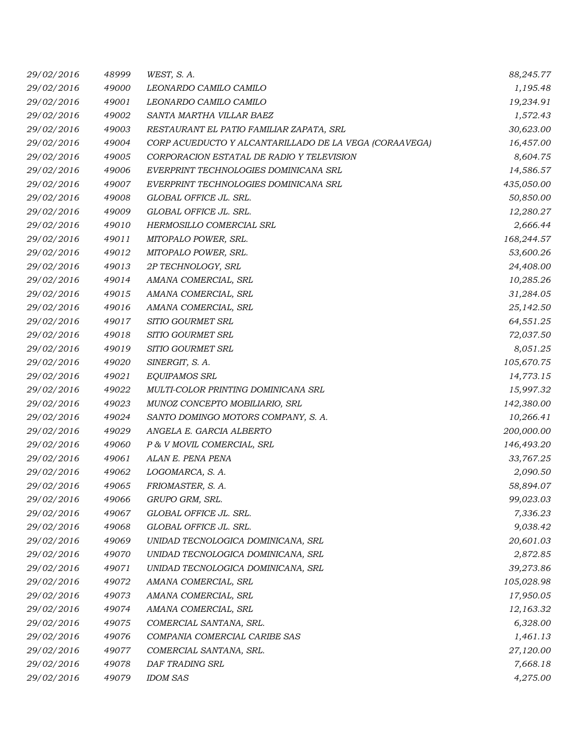| | | | |
|---|---|---|---|
| 29/02/2016 | 48999 | WEST, S. A. | 88,245.77 |
| 29/02/2016 | 49000 | LEONARDO CAMILO CAMILO | 1,195.48 |
| 29/02/2016 | 49001 | LEONARDO CAMILO CAMILO | 19,234.91 |
| 29/02/2016 | 49002 | SANTA MARTHA VILLAR BAEZ | 1,572.43 |
| 29/02/2016 | 49003 | RESTAURANT EL PATIO FAMILIAR ZAPATA, SRL | 30,623.00 |
| 29/02/2016 | 49004 | CORP ACUEDUCTO Y ALCANTARILLADO DE LA VEGA (CORAAVEGA) | 16,457.00 |
| 29/02/2016 | 49005 | CORPORACION ESTATAL DE RADIO Y TELEVISION | 8,604.75 |
| 29/02/2016 | 49006 | EVERPRINT TECHNOLOGIES DOMINICANA SRL | 14,586.57 |
| 29/02/2016 | 49007 | EVERPRINT TECHNOLOGIES DOMINICANA SRL | 435,050.00 |
| 29/02/2016 | 49008 | GLOBAL OFFICE JL. SRL. | 50,850.00 |
| 29/02/2016 | 49009 | GLOBAL OFFICE JL. SRL. | 12,280.27 |
| 29/02/2016 | 49010 | HERMOSILLO COMERCIAL SRL | 2,666.44 |
| 29/02/2016 | 49011 | MITOPALO POWER, SRL. | 168,244.57 |
| 29/02/2016 | 49012 | MITOPALO POWER, SRL. | 53,600.26 |
| 29/02/2016 | 49013 | 2P TECHNOLOGY, SRL | 24,408.00 |
| 29/02/2016 | 49014 | AMANA COMERCIAL, SRL | 10,285.26 |
| 29/02/2016 | 49015 | AMANA COMERCIAL, SRL | 31,284.05 |
| 29/02/2016 | 49016 | AMANA COMERCIAL, SRL | 25,142.50 |
| 29/02/2016 | 49017 | SITIO GOURMET SRL | 64,551.25 |
| 29/02/2016 | 49018 | SITIO GOURMET SRL | 72,037.50 |
| 29/02/2016 | 49019 | SITIO GOURMET SRL | 8,051.25 |
| 29/02/2016 | 49020 | SINERGIT, S. A. | 105,670.75 |
| 29/02/2016 | 49021 | EQUIPAMOS SRL | 14,773.15 |
| 29/02/2016 | 49022 | MULTI-COLOR PRINTING DOMINICANA SRL | 15,997.32 |
| 29/02/2016 | 49023 | MUNOZ CONCEPTO MOBILIARIO, SRL | 142,380.00 |
| 29/02/2016 | 49024 | SANTO DOMINGO MOTORS COMPANY, S. A. | 10,266.41 |
| 29/02/2016 | 49029 | ANGELA E. GARCIA ALBERTO | 200,000.00 |
| 29/02/2016 | 49060 | P & V MOVIL COMERCIAL, SRL | 146,493.20 |
| 29/02/2016 | 49061 | ALAN E. PENA PENA | 33,767.25 |
| 29/02/2016 | 49062 | LOGOMARCA, S. A. | 2,090.50 |
| 29/02/2016 | 49065 | FRIOMASTER, S. A. | 58,894.07 |
| 29/02/2016 | 49066 | GRUPO GRM, SRL. | 99,023.03 |
| 29/02/2016 | 49067 | GLOBAL OFFICE JL. SRL. | 7,336.23 |
| 29/02/2016 | 49068 | GLOBAL OFFICE JL. SRL. | 9,038.42 |
| 29/02/2016 | 49069 | UNIDAD TECNOLOGICA DOMINICANA, SRL | 20,601.03 |
| 29/02/2016 | 49070 | UNIDAD TECNOLOGICA DOMINICANA, SRL | 2,872.85 |
| 29/02/2016 | 49071 | UNIDAD TECNOLOGICA DOMINICANA, SRL | 39,273.86 |
| 29/02/2016 | 49072 | AMANA COMERCIAL, SRL | 105,028.98 |
| 29/02/2016 | 49073 | AMANA COMERCIAL, SRL | 17,950.05 |
| 29/02/2016 | 49074 | AMANA COMERCIAL, SRL | 12,163.32 |
| 29/02/2016 | 49075 | COMERCIAL SANTANA, SRL. | 6,328.00 |
| 29/02/2016 | 49076 | COMPANIA COMERCIAL CARIBE SAS | 1,461.13 |
| 29/02/2016 | 49077 | COMERCIAL SANTANA, SRL. | 27,120.00 |
| 29/02/2016 | 49078 | DAF TRADING SRL | 7,668.18 |
| 29/02/2016 | 49079 | IDOM SAS | 4,275.00 |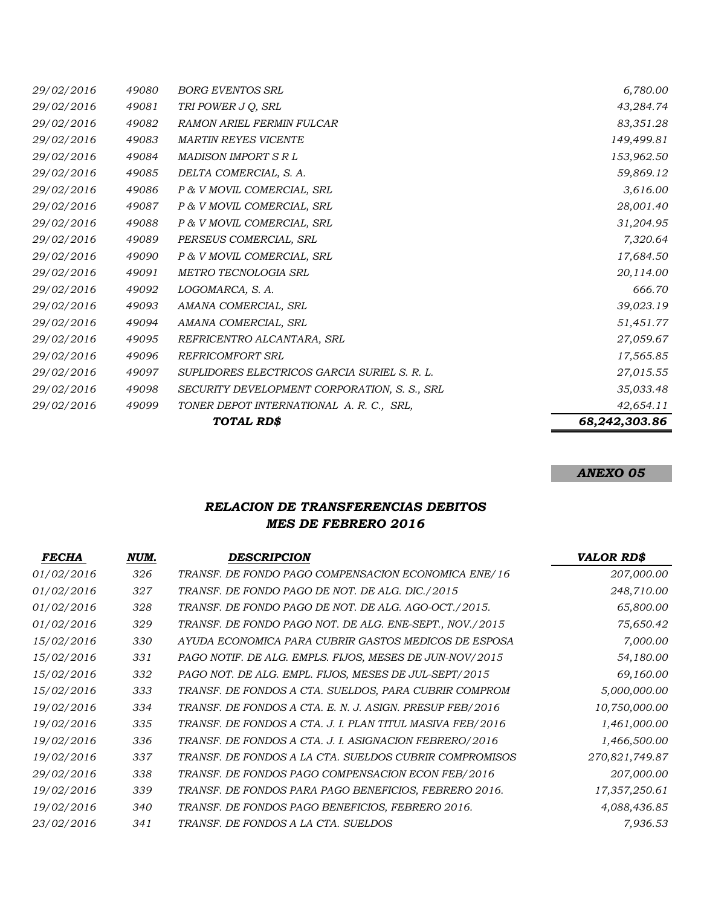| | | | |
|---|---|---|---|
| *29/02/2016* | *49080* | *BORG EVENTOS SRL* | *6,780.00* |
| *29/02/2016* | *49081* | *TRI POWER J Q, SRL* | *43,284.74* |
| *29/02/2016* | *49082* | *RAMON ARIEL FERMIN FULCAR* | *83,351.28* |
| *29/02/2016* | *49083* | *MARTIN REYES VICENTE* | *149,499.81* |
| *29/02/2016* | *49084* | *MADISON IMPORT S R L* | *153,962.50* |
| *29/02/2016* | *49085* | *DELTA COMERCIAL, S. A.* | *59,869.12* |
| *29/02/2016* | *49086* | *P & V MOVIL COMERCIAL, SRL* | *3,616.00* |
| *29/02/2016* | *49087* | *P & V MOVIL COMERCIAL, SRL* | *28,001.40* |
| *29/02/2016* | *49088* | *P & V MOVIL COMERCIAL, SRL* | *31,204.95* |
| *29/02/2016* | *49089* | *PERSEUS COMERCIAL, SRL* | *7,320.64* |
| *29/02/2016* | *49090* | *P & V MOVIL COMERCIAL, SRL* | *17,684.50* |
| *29/02/2016* | *49091* | *METRO TECNOLOGIA SRL* | *20,114.00* |
| *29/02/2016* | *49092* | *LOGOMARCA, S. A.* | *666.70* |
| *29/02/2016* | *49093* | *AMANA COMERCIAL, SRL* | *39,023.19* |
| *29/02/2016* | *49094* | *AMANA COMERCIAL, SRL* | *51,451.77* |
| *29/02/2016* | *49095* | *REFRICENTRO ALCANTARA, SRL* | *27,059.67* |
| *29/02/2016* | *49096* | *REFRICOMFORT SRL* | *17,565.85* |
| *29/02/2016* | *49097* | *SUPLIDORES ELECTRICOS GARCIA SURIEL S. R. L.* | *27,015.55* |
| *29/02/2016* | *49098* | *SECURITY DEVELOPMENT CORPORATION, S. S., SRL* | *35,033.48* |
| *29/02/2016* | *49099* | *TONER DEPOT INTERNATIONAL A. R. C., SRL,* | *42,654.11* |
| | | ***TOTAL RD$*** | ***68,242,303.86*** |

***ANEXO 05***

## *RELACION DE TRANSFERENCIAS DEBITOS*
## *MES DE FEBRERO 2016*

| *FECHA* | *NUM.* | *DESCRIPCION* | *VALOR RD$* |
|---|---|---|---|
| *01/02/2016* | *326* | *TRANSF. DE FONDO PAGO COMPENSACION ECONOMICA ENE/16* | *207,000.00* |
| *01/02/2016* | *327* | *TRANSF. DE FONDO PAGO DE NOT. DE ALG. DIC./2015* | *248,710.00* |
| *01/02/2016* | *328* | *TRANSF. DE FONDO PAGO DE NOT. DE ALG. AGO-OCT./2015.* | *65,800.00* |
| *01/02/2016* | *329* | *TRANSF. DE FONDO PAGO NOT. DE ALG. ENE-SEPT., NOV./2015* | *75,650.42* |
| *15/02/2016* | *330* | *AYUDA ECONOMICA PARA CUBRIR GASTOS MEDICOS DE ESPOSA* | *7,000.00* |
| *15/02/2016* | *331* | *PAGO NOTIF. DE ALG. EMPLS. FIJOS, MESES DE JUN-NOV/2015* | *54,180.00* |
| *15/02/2016* | *332* | *PAGO NOT. DE ALG. EMPL. FIJOS, MESES DE JUL-SEPT/2015* | *69,160.00* |
| *15/02/2016* | *333* | *TRANSF. DE FONDOS A CTA. SUELDOS, PARA CUBRIR COMPROM* | *5,000,000.00* |
| *19/02/2016* | *334* | *TRANSF. DE FONDOS A CTA. E. N. J. ASIGN. PRESUP FEB/2016* | *10,750,000.00* |
| *19/02/2016* | *335* | *TRANSF. DE FONDOS A CTA. J. I. PLAN TITUL MASIVA FEB/2016* | *1,461,000.00* |
| *19/02/2016* | *336* | *TRANSF. DE FONDOS A CTA. J. I. ASIGNACION FEBRERO/2016* | *1,466,500.00* |
| *19/02/2016* | *337* | *TRANSF. DE FONDOS A LA CTA. SUELDOS CUBRIR COMPROMISOS* | *270,821,749.87* |
| *29/02/2016* | *338* | *TRANSF. DE FONDOS PAGO COMPENSACION ECON FEB/2016* | *207,000.00* |
| *19/02/2016* | *339* | *TRANSF. DE FONDOS PARA PAGO BENEFICIOS, FEBRERO 2016.* | *17,357,250.61* |
| *19/02/2016* | *340* | *TRANSF. DE FONDOS PAGO BENEFICIOS, FEBRERO 2016.* | *4,088,436.85* |
| *23/02/2016* | *341* | *TRANSF. DE FONDOS A LA CTA. SUELDOS* | *7,936.53* |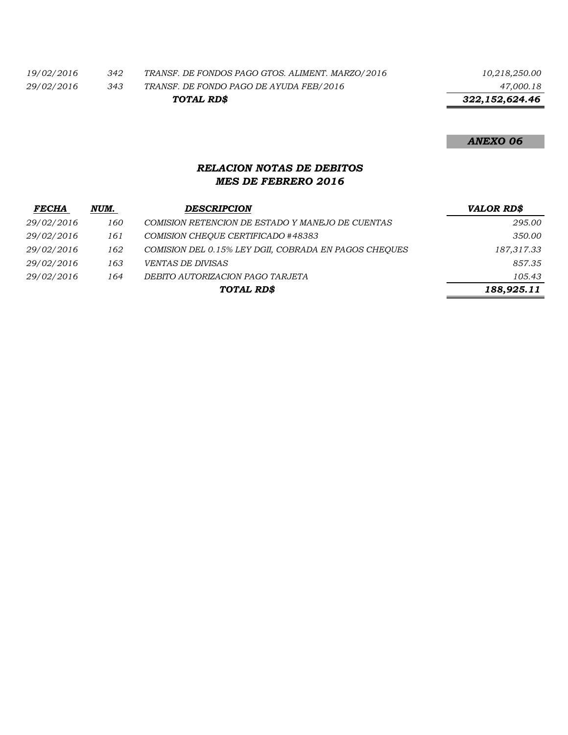| | | | |
|---|---|---|---|
| *19/02/2016* | *342* | *TRANSF. DE FONDOS PAGO GTOS. ALIMENT. MARZO/2016* | *10,218,250.00* |
| *29/02/2016* | *343* | *TRANSF. DE FONDO PAGO DE AYUDA FEB/2016* | *47,000.18* |
| | | ***TOTAL RD$*** | ***322,152,624.46*** |

***ANEXO 06***

## *RELACION NOTAS DE DEBITOS*
## *MES DE FEBRERO 2016*

| *FECHA* | *NUM.* | *DESCRIPCION* | *VALOR RD$* |
|---|---|---|---|
| *29/02/2016* | *160* | *COMISION RETENCION DE ESTADO Y MANEJO DE CUENTAS* | *295.00* |
| *29/02/2016* | *161* | *COMISION CHEQUE CERTIFICADO #48383* | *350.00* |
| *29/02/2016* | *162* | *COMISION DEL 0.15% LEY DGII, COBRADA EN PAGOS CHEQUES* | *187,317.33* |
| *29/02/2016* | *163* | *VENTAS DE DIVISAS* | *857.35* |
| *29/02/2016* | *164* | *DEBITO AUTORIZACION PAGO TARJETA* | *105.43* |
| | | ***TOTAL RD$*** | ***188,925.11*** |